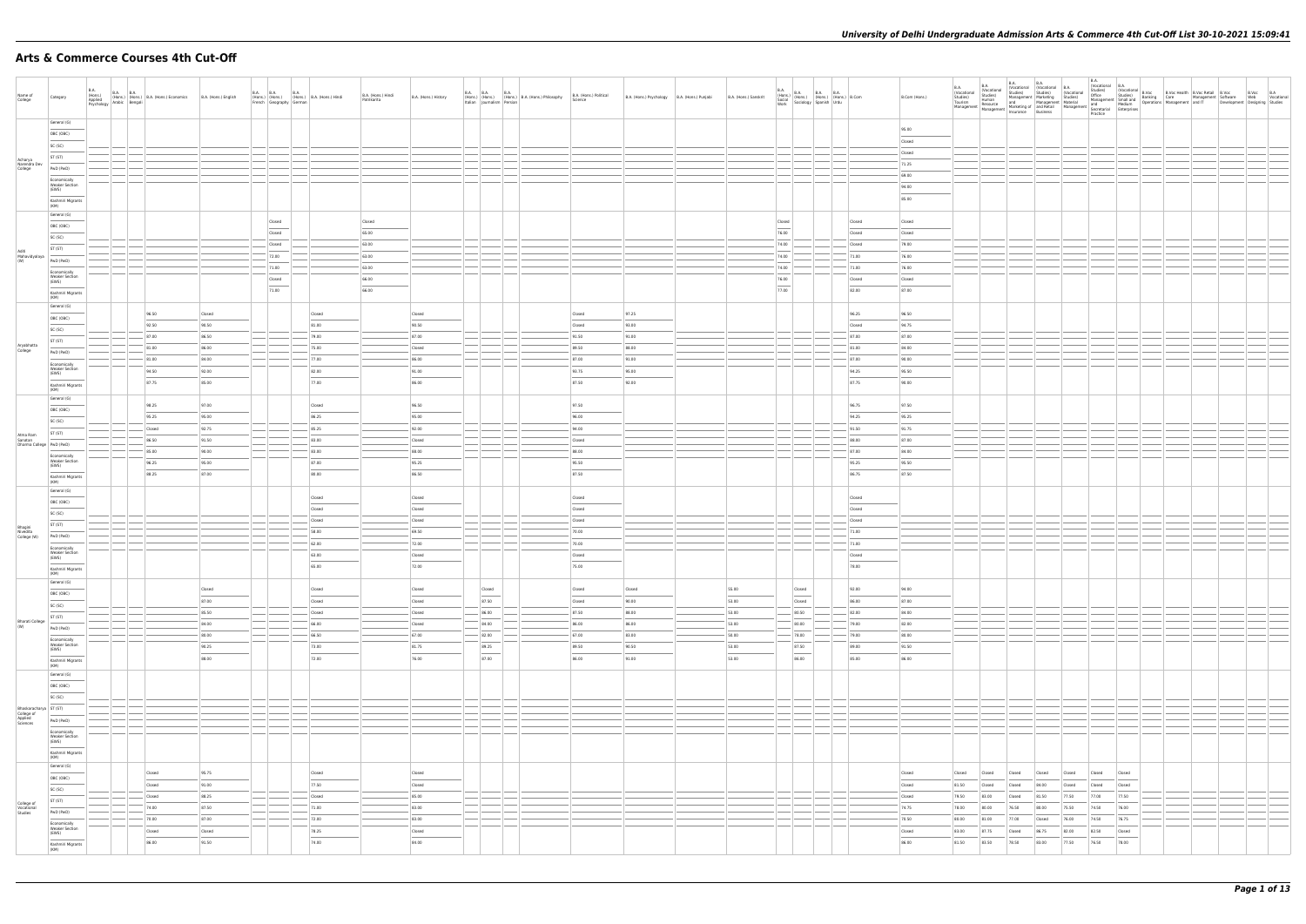| Name of College | Category | B.A. (Hons.) Applied Psychology | B.A. (Hons.) Arabic | B.A. (Hons.) Bengali | B.A. (Hons.) Economics | B.A. (Hons.) English | B.A. (Hons.) French | B.A. (Hons.) Geography | B.A. (Hons.) German | B.A. (Hons.) Hindi | B.A. (Hons.) Hindi Patrikarita | B.A. (Hons.) History | B.A. (Hons.) Italian | B.A. (Hons.) Journalism | B.A. (Hons.) Persian | B.A. (Hons.) Philosophy | B.A. (Hons.) Political Science | B.A. (Hons.) Psychology | B.A. (Hons.) Punjabi | B.A. (Hons.) Sanskrit | B.A. (Hons.) Social Work | B.A. (Hons.) Sociology | B.A. (Hons.) Spanish | B.A. (Hons.) Urdu | B.Com | B.Com (Hons.) | B.A. (Vocational Studies) Tourism Management | B.A. (Vocational Studies) Human Resource Management | B.A. (Vocational Studies) Management and Marketing of Insurance | B.A. (Vocational Studies) Marketing Management and Retail Business | B.A. (Vocational Studies) Material Management | B.A. (Vocational Studies) Office Management and Secretarial Practice | B.A. (Vocational Studies) Small and Medium Enterprises | B.Voc Banking Operations | B.Voc Health Care Management | B.Voc Retail Management and IT | B.Voc Software Development | B.Voc Web Designing | B.A Vocational Studies |
|---|---|---|---|---|---|---|---|---|---|---|---|---|---|---|---|---|---|---|---|---|---|---|---|---|---|---|---|---|---|---|---|---|---|---|---|---|---|---|---|
| Acharya Narendra Dev College | General (G) | | | | | | | | | | | | | | | | | | | | | | | | | 95.00 | | | | | | | | | | | | | |
| | OBC (OBC) | | | | | | | | | | | | | | | | | | | | | | | | | Closed | | | | | | | | | | | | | |
| | SC (SC) | | | | | | | | | | | | | | | | | | | | | | | | | Closed | | | | | | | | | | | | | |
| | ST (ST) | | | | | | | | | | | | | | | | | | | | | | | | | 71.25 | | | | | | | | | | | | | |
| | PwD (PwD) | | | | | | | | | | | | | | | | | | | | | | | | | 68.00 | | | | | | | | | | | | | |
| | Economically Weaker Section (EWS) | | | | | | | | | | | | | | | | | | | | | | | | | 94.00 | | | | | | | | | | | | | |
| | Kashmiri Migrants (KM) | | | | | | | | | | | | | | | | | | | | | | | | | 85.00 | | | | | | | | | | | | | |
| Aditi Mahavidyalaya (W) | General (G) | | | | | | | Closed | | | Closed | | | | | | | | | | Closed | | | | Closed | Closed | | | | | | | | | | | | | |
| | OBC (OBC) | | | | | | | Closed | | | 65.00 | | | | | | | | | | 76.00 | | | | Closed | Closed | | | | | | | | | | | | | |
| | SC (SC) | | | | | | | Closed | | | 63.00 | | | | | | | | | | 74.00 | | | | Closed | 79.00 | | | | | | | | | | | | | |
| | ST (ST) | | | | | | | 73.00 | | | 63.00 | | | | | | | | | | 74.00 | | | | 71.00 | 76.00 | | | | | | | | | | | | | |
| | PwD (PwD) | | | | | | | 71.00 | | | 63.00 | | | | | | | | | | 74.00 | | | | 73.00 | 76.00 | | | | | | | | | | | | | |
| | Economically Weaker Section (EWS) | | | | | | | Closed | | | 66.00 | | | | | | | | | | 76.00 | | | | Closed | Closed | | | | | | | | | | | | | |
| | Kashmiri Migrants (KM) | | | | | | | 71.00 | | | 66.00 | | | | | | | | | | 77.00 | | | | 82.00 | 87.00 | | | | | | | | | | | | | |
| Aryabhatta College | General (G) | | | | 96.50 | Closed | | | | Closed | | Closed | | | | | Closed | 97.25 | | | | | | | 96.25 | 96.50 | | | | | | | | | | | | | |
| | OBC (OBC) | | | | 92.50 | 90.50 | | | | 81.00 | | 90.50 | | | | | Closed | 93.00 | | | | | | | Closed | 94.75 | | | | | | | | | | | | | |
| | SC (SC) | | | | 87.00 | 86.50 | | | | 79.00 | | 87.00 | | | | | 91.50 | 91.00 | | | | | | | 87.00 | 87.00 | | | | | | | | | | | | | |
| | ST (ST) | | | | 81.00 | 86.00 | | | | 75.00 | | Closed | | | | | 89.50 | 88.00 | | | | | | | 81.00 | 84.00 | | | | | | | | | | | | | |
| | PwD (PwD) | | | | 81.00 | 84.00 | | | | 77.00 | | 86.00 | | | | | 87.00 | 91.00 | | | | | | | 87.00 | 90.00 | | | | | | | | | | | | | |
| | Economically Weaker Section (EWS) | | | | 94.50 | 92.00 | | | | 82.00 | | 91.00 | | | | | 93.75 | 95.00 | | | | | | | 94.25 | 95.50 | | | | | | | | | | | | | |
| | Kashmiri Migrants (KM) | | | | 87.75 | 85.00 | | | | 77.00 | | 86.00 | | | | | 87.50 | 92.00 | | | | | | | 87.75 | 90.00 | | | | | | | | | | | | | |
| Atma Ram Sanatan Dharma College | General (G) | | | | 98.25 | 97.00 | | | | Closed | | 96.50 | | | | | 97.50 | | | | | | | | 96.75 | 97.50 | | | | | | | | | | | | | |
| | OBC (OBC) | | | | 95.25 | 95.00 | | | | 86.25 | | 95.00 | | | | | 96.00 | | | | | | | | 94.25 | 95.25 | | | | | | | | | | | | | |
| | SC (SC) | | | | Closed | 92.75 | | | | 85.25 | | 92.00 | | | | | 94.00 | | | | | | | | 91.50 | 91.75 | | | | | | | | | | | | | |
| | ST (ST) | | | | 86.50 | 91.50 | | | | 83.00 | | Closed | | | | | Closed | | | | | | | | 89.00 | 87.00 | | | | | | | | | | | | | |
| | PwD (PwD) | | | | 85.00 | 90.00 | | | | 83.00 | | 88.00 | | | | | 88.00 | | | | | | | | 87.00 | 84.00 | | | | | | | | | | | | | |
| | Economically Weaker Section (EWS) | | | | 96.25 | 95.00 | | | | 87.00 | | 95.25 | | | | | 96.50 | | | | | | | | 95.25 | 95.50 | | | | | | | | | | | | | |
| | Kashmiri Migrants (KM) | | | | 88.25 | 87.00 | | | | 80.00 | | 86.50 | | | | | 87.50 | | | | | | | | 86.75 | 87.50 | | | | | | | | | | | | | |
| Bhagini Nivedita College (W) | General (G) | | | | | | | | | Closed | | Closed | | | | | Closed | | | | | | | | Closed | | | | | | | | | | | | | | |
| | OBC (OBC) | | | | | | | | | Closed | | Closed | | | | | Closed | | | | | | | | Closed | | | | | | | | | | | | | | |
| | SC (SC) | | | | | | | | | Closed | | Closed | | | | | Closed | | | | | | | | Closed | | | | | | | | | | | | | | |
| | ST (ST) | | | | | | | | | 58.00 | | 69.50 | | | | | 70.00 | | | | | | | | 71.00 | | | | | | | | | | | | | | |
| | PwD (PwD) | | | | | | | | | 62.00 | | 72.00 | | | | | 70.00 | | | | | | | | 71.00 | | | | | | | | | | | | | | |
| | Economically Weaker Section (EWS) | | | | | | | | | 63.00 | | Closed | | | | | Closed | | | | | | | | Closed | | | | | | | | | | | | | | |
| | Kashmiri Migrants (KM) | | | | | | | | | 65.00 | | 72.00 | | | | | 75.00 | | | | | | | | 78.00 | | | | | | | | | | | | | | |
| Bharati College (W) | General (G) | | | | | Closed | | | | Closed | | Closed | | Closed | | | Closed | Closed | | 55.00 | | Closed | | | 92.00 | 94.00 | | | | | | | | | | | | | |
| | OBC (OBC) | | | | | 87.00 | | | | Closed | | Closed | | 87.50 | | | Closed | 90.00 | | 53.00 | | Closed | | | 86.00 | 87.00 | | | | | | | | | | | | | |
| | SC (SC) | | | | | 85.50 | | | | Closed | | Closed | | 86.00 | | | 87.50 | 88.00 | | 53.00 | | 80.50 | | | 82.00 | 84.00 | | | | | | | | | | | | | |
| | ST (ST) | | | | | 84.00 | | | | 66.00 | | Closed | | 84.00 | | | 86.00 | 86.00 | | 53.00 | | 80.00 | | | 79.00 | 82.00 | | | | | | | | | | | | | |
| | PwD (PwD) | | | | | 80.00 | | | | 66.50 | | 67.00 | | 82.00 | | | 67.00 | 83.00 | | 58.00 | | 78.00 | | | 79.00 | 80.00 | | | | | | | | | | | | | |
| | Economically Weaker Section (EWS) | | | | | 90.25 | | | | 73.00 | | 91.75 | | 89.25 | | | 89.50 | 90.50 | | 53.00 | | 87.50 | | | 89.00 | 91.50 | | | | | | | | | | | | | |
| | Kashmiri Migrants (KM) | | | | | 88.00 | | | | 72.00 | | 76.00 | | 87.00 | | | 86.00 | 91.00 | | 53.00 | | 86.00 | | | 85.00 | 86.00 | | | | | | | | | | | | | |
| Bhaskaracharya College of Applied Sciences | General (G) | | | | | | | | | | | | | | | | | | | | | | | | | | | | | | | | | | | | | | |
| | OBC (OBC) | | | | | | | | | | | | | | | | | | | | | | | | | | | | | | | | | | | | | | |
| | SC (SC) | | | | | | | | | | | | | | | | | | | | | | | | | | | | | | | | | | | | | | |
| | ST (ST) | | | | | | | | | | | | | | | | | | | | | | | | | | | | | | | | | | | | | | |
| | PwD (PwD) | | | | | | | | | | | | | | | | | | | | | | | | | | | | | | | | | | | | | | |
| | Economically Weaker Section (EWS) | | | | | | | | | | | | | | | | | | | | | | | | | | | | | | | | | | | | | | |
| | Kashmiri Migrants (KM) | | | | | | | | | | | | | | | | | | | | | | | | | | | | | | | | | | | | | | |
| College of Vocational Studies | General (G) | | | | Closed | 95.75 | | | | Closed | | Closed | | | | | | | | | | | | | | Closed | Closed | Closed | Closed | Closed | Closed | Closed | Closed | | | | | | |
| | OBC (OBC) | | | | Closed | 91.00 | | | | 77.50 | | Closed | | | | | | | | | | | | | | Closed | 81.50 | Closed | Closed | 84.00 | Closed | Closed | Closed | | | | | | |
| | SC (SC) | | | | Closed | 88.25 | | | | Closed | | 85.00 | | | | | | | | | | | | | | Closed | 79.50 | 83.00 | Closed | 81.50 | 77.50 | 77.00 | 77.50 | | | | | | |
| | ST (ST) | | | | 74.00 | 87.50 | | | | 71.00 | | 83.00 | | | | | | | | | | | | | | 74.75 | 78.00 | 80.00 | 76.50 | 80.00 | 75.50 | 74.50 | 76.00 | | | | | | |
| | PwD (PwD) | | | | 70.00 | 87.00 | | | | 72.00 | | 83.00 | | | | | | | | | | | | | | 78.50 | 80.00 | 81.00 | 77.00 | Closed | 76.00 | 74.50 | 76.75 | | | | | | |
| | Economically Weaker Section (EWS) | | | | Closed | Closed | | | | 78.25 | | Closed | | | | | | | | | | | | | | Closed | 83.00 | 87.75 | Closed | 86.75 | 82.00 | 82.50 | Closed | | | | | | |
| | Kashmiri Migrants (KM) | | | | 86.00 | 91.50 | | | | 74.00 | | 84.00 | | | | | | | | | | | | | | 86.00 | 81.50 | 83.50 | 78.50 | 83.00 | 77.50 | 76.50 | 78.00 | | | | | | |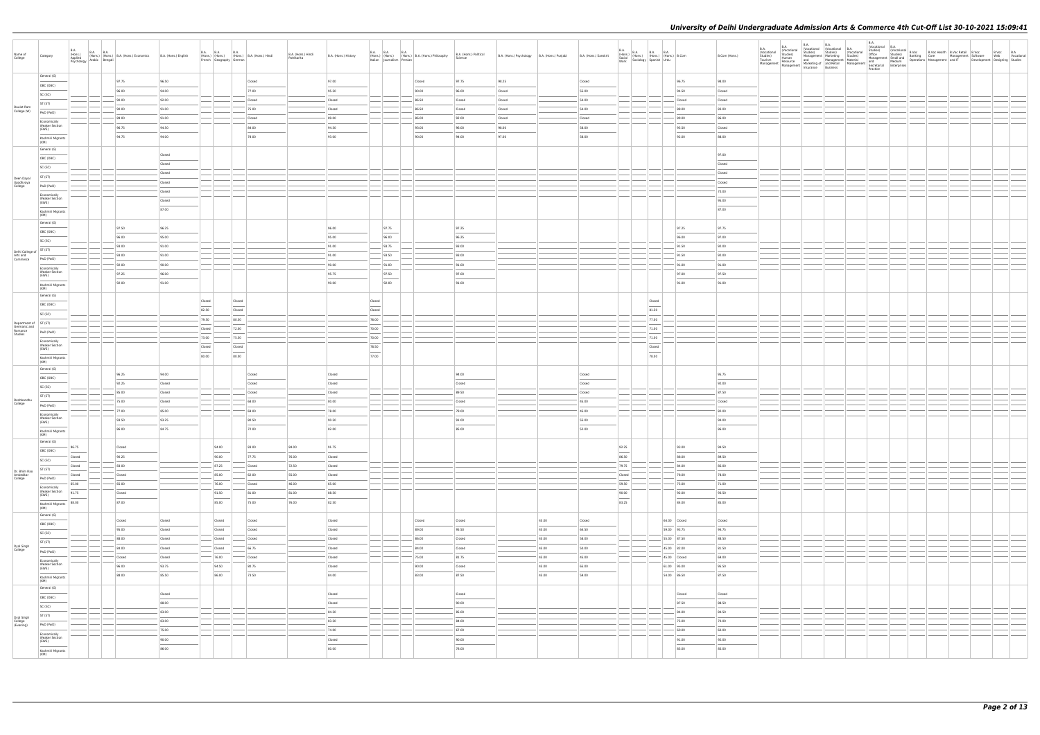# University of Delhi Undergraduate Admission Arts & Commerce 4th Cut-Off List 30-10-2021 15:09:41

| Name of College | Category | B.A. (Hons.) Applied Psychology | B.A. (Hons.) Arabic | B.A. (Hons.) Bengali | B.A. (Hons.) Economics | B.A. (Hons.) English | B.A. (Hons.) French | B.A. (Hons.) Geography | B.A. (Hons.) German | B.A. (Hons.) Hindi | B.A. (Hons.) Hindi Patrakarita | B.A. (Hons.) History | B.A. (Hons.) Italian | B.A. (Hons.) Journalism | B.A. (Hons.) Persian | B.A. (Hons.) Philosophy | B.A. (Hons.) Political Science | B.A. (Hons.) Psychology | B.A. (Hons.) Punjabi | B.A. (Hons.) Sanskrit | B.A. (Hons.) Social Work | B.A. (Hons.) Sociology | B.A. (Hons.) Spanish | B.A. (Hons.) Urdu | B.Com | B.Com (Hons.) | B.A. (Vocational Studies) Tourism Management | B.A. (Vocational Studies) Human Resource Management | B.A. (Vocational Studies) Management and Marketing of Insurance | B.A. (Vocational Studies) Marketing Management and Retail Business | B.A. (Vocational Studies) Material Management | B.A. (Vocational Studies) Office Management and Secretarial Practice | B.A. (Vocational Studies) Small and Medium Enterprises | B.Voc Banking Operations | B.Voc Health Care Management | B.Voc Retail Management and IT | B.Voc Software Development | B.Voc Web Designing | B.A. Vocational Studies |
|---|---|---|---|---|---|---|---|---|---|---|---|---|---|---|---|---|---|---|---|---|---|---|---|---|---|---|---|---|---|---|---|---|---|---|---|---|---|---|---|
| Daulat Ram College (W) | General (G) | | | | 97.75 | 96.50 | | | | Closed | | 97.00 | | | | Closed | 97.75 | 98.25 | | Closed | | | | | 96.75 | 98.00 | | | | | | | | | | | | | |
| | OBC (OBC) | | | | 96.00 | 94.00 | | | | 77.00 | | 95.50 | | | | 90.00 | 96.00 | Closed | | 55.00 | | | | | 94.50 | Closed | | | | | | | | | | | | | |
| | SC (SC) | | | | 90.00 | 92.00 | | | | Closed | | Closed | | | | 86.50 | Closed | Closed | | 54.00 | | | | | Closed | Closed | | | | | | | | | | | | | |
| | ST (ST) | | | | 90.00 | 91.00 | | | | 75.00 | | Closed | | | | 86.50 | Closed | Closed | | 54.00 | | | | | 88.00 | 83.00 | | | | | | | | | | | | | |
| | PwD (PwD) | | | | 89.00 | 91.00 | | | | Closed | | 89.00 | | | | 86.00 | 92.00 | Closed | | Closed | | | | | 89.00 | 86.00 | | | | | | | | | | | | | |
| | Economically Weaker Section (EWS) | | | | 96.75 | 94.50 | | | | 84.00 | | 94.50 | | | | 93.00 | 96.00 | 98.00 | | 58.00 | | | | | 95.50 | Closed | | | | | | | | | | | | | |
| | Kashmiri Migrants (KM) | | | | 94.75 | 94.00 | | | | 78.00 | | 93.00 | | | | 90.00 | 94.00 | 97.00 | | 58.00 | | | | | 92.00 | 88.00 | | | | | | | | | | | | | |
| Deen Dayal Upadhyaya College | General (G) | | | | | Closed | | | | | | | | | | | | | | | | | | | | 97.00 | | | | | | | | | | | | | |
| | OBC (OBC) | | | | | Closed | | | | | | | | | | | | | | | | | | | | Closed | | | | | | | | | | | | | |
| | SC (SC) | | | | | Closed | | | | | | | | | | | | | | | | | | | | Closed | | | | | | | | | | | | | |
| | ST (ST) | | | | | Closed | | | | | | | | | | | | | | | | | | | | Closed | | | | | | | | | | | | | |
| | PwD (PwD) | | | | | Closed | | | | | | | | | | | | | | | | | | | | 78.00 | | | | | | | | | | | | | |
| | Economically Weaker Section (EWS) | | | | | Closed | | | | | | | | | | | | | | | | | | | | 95.00 | | | | | | | | | | | | | |
| | Kashmiri Migrants (KM) | | | | | 87.00 | | | | | | | | | | | | | | | | | | | | 87.00 | | | | | | | | | | | | | |
| Delhi College of Arts and Commerce | General (G) | | | | 97.50 | 96.25 | | | | | | 96.00 | | 97.75 | | | 97.25 | | | | | | | | 97.25 | 97.75 | | | | | | | | | | | | | |
| | OBC (OBC) | | | | 96.00 | 95.00 | | | | | | 95.00 | | 96.00 | | | 96.25 | | | | | | | | 96.00 | 97.00 | | | | | | | | | | | | | |
| | SC (SC) | | | | 93.00 | 91.00 | | | | | | 91.00 | | 93.75 | | | 93.00 | | | | | | | | 91.50 | 92.00 | | | | | | | | | | | | | |
| | ST (ST) | | | | 93.00 | 91.00 | | | | | | 91.00 | | 93.50 | | | 93.00 | | | | | | | | 91.50 | 92.00 | | | | | | | | | | | | | |
| | PwD (PwD) | | | | 92.00 | 90.00 | | | | | | 90.00 | | 91.00 | | | 91.00 | | | | | | | | 91.00 | 91.00 | | | | | | | | | | | | | |
| | Economically Weaker Section (EWS) | | | | 97.25 | 96.00 | | | | | | 95.75 | | 97.50 | | | 97.00 | | | | | | | | 97.00 | 97.50 | | | | | | | | | | | | | |
| | Kashmiri Migrants (KM) | | | | 93.00 | 91.00 | | | | | | 90.00 | | 92.00 | | | 91.00 | | | | | | | | 91.00 | 91.00 | | | | | | | | | | | | | |
| Department of Germanic and Romance Studies | General (G) | | | | | | Closed | | Closed | | | | Closed | | | | | | | | | | Closed | | | | | | | | | | | | | | | | |
| | OBC (OBC) | | | | | | 82.50 | | Closed | | | | Closed | | | | | | | | | | 81.50 | | | | | | | | | | | | | | | | |
| | SC (SC) | | | | | | 79.50 | | 80.50 | | | | 76.00 | | | | | | | | | | 77.00 | | | | | | | | | | | | | | | | |
| | ST (ST) | | | | | | Closed | | 72.00 | | | | 70.00 | | | | | | | | | | 71.00 | | | | | | | | | | | | | | | | |
| | PwD (PwD) | | | | | | 73.00 | | 75.50 | | | | 70.00 | | | | | | | | | | 71.00 | | | | | | | | | | | | | | | | |
| | Economically Weaker Section (EWS) | | | | | | Closed | | Closed | | | | 78.50 | | | | | | | | | | Closed | | | | | | | | | | | | | | | | |
| | Kashmiri Migrants (KM) | | | | | | 80.00 | | 80.00 | | | | 77.00 | | | | | | | | | | 78.00 | | | | | | | | | | | | | | | | |
| Deshbandhu College | General (G) | | | | 96.25 | 94.00 | | | | Closed | | Closed | | | | | 94.00 | | | Closed | | | | | | 95.75 | | | | | | | | | | | | | |
| | OBC (OBC) | | | | 92.25 | Closed | | | | Closed | | Closed | | | | | Closed | | | Closed | | | | | | 92.00 | | | | | | | | | | | | | |
| | SC (SC) | | | | 85.00 | Closed | | | | Closed | | Closed | | | | | 89.50 | | | Closed | | | | | | 87.50 | | | | | | | | | | | | | |
| | ST (ST) | | | | 75.00 | Closed | | | | 68.00 | | 80.00 | | | | | Closed | | | 45.00 | | | | | | Closed | | | | | | | | | | | | | |
| | PwD (PwD) | | | | 77.00 | 85.00 | | | | 69.00 | | 78.00 | | | | | 79.00 | | | 45.00 | | | | | | 82.00 | | | | | | | | | | | | | |
| | Economically Weaker Section (EWS) | | | | 93.50 | 93.25 | | | | 80.50 | | 90.50 | | | | | 93.00 | | | 55.00 | | | | | | 94.00 | | | | | | | | | | | | | |
| | Kashmiri Migrants (KM) | | | | 86.00 | 84.75 | | | | 72.00 | | 82.00 | | | | | 85.00 | | | 52.00 | | | | | | 86.00 | | | | | | | | | | | | | |
| Dr. Bhim Rao Ambedkar College | General (G) | 96.75 | | | Closed | | | 94.00 | | 83.00 | 84.00 | 91.75 | | | | | | | | | 92.25 | | | | 93.00 | 94.50 | | | | | | | | | | | | | |
| | OBC (OBC) | Closed | | | 90.25 | | | 90.00 | | 77.75 | 76.00 | Closed | | | | | | | | | 86.50 | | | | 88.00 | 89.50 | | | | | | | | | | | | | |
| | SC (SC) | Closed | | | 83.00 | | | 87.25 | | Closed | 72.50 | Closed | | | | | | | | | 79.75 | | | | 84.00 | 85.00 | | | | | | | | | | | | | |
| | ST (ST) | Closed | | | Closed | | | 85.00 | | 62.00 | 55.00 | Closed | | | | | | | | | Closed | | | | 78.00 | 78.00 | | | | | | | | | | | | | |
| | PwD (PwD) | 85.00 | | | 65.00 | | | 76.00 | | Closed | 46.00 | 65.00 | | | | | | | | | 59.50 | | | | 75.00 | 71.00 | | | | | | | | | | | | | |
| | Economically Weaker Section (EWS) | 91.75 | | | Closed | | | 91.50 | | 81.00 | 81.00 | 88.50 | | | | | | | | | 90.00 | | | | 92.00 | 93.50 | | | | | | | | | | | | | |
| | Kashmiri Migrants (KM) | 88.00 | | | 87.00 | | | 85.00 | | 75.00 | 76.00 | 82.50 | | | | | | | | | 83.25 | | | | 84.00 | 85.00 | | | | | | | | | | | | | |
| Dyal Singh College | General (G) | | | | Closed | Closed | | Closed | | Closed | | Closed | | | | Closed | Closed | | 45.00 | Closed | | | | 64.00 | Closed | Closed | | | | | | | | | | | | | |
| | OBC (OBC) | | | | 95.00 | Closed | | Closed | | Closed | | Closed | | | | 89.00 | 95.50 | | 45.00 | 64.50 | | | | 59.00 | 93.75 | 94.75 | | | | | | | | | | | | | |
| | SC (SC) | | | | 88.00 | Closed | | Closed | | Closed | | Closed | | | | 86.00 | Closed | | 45.00 | 58.00 | | | | 55.00 | 87.50 | 88.50 | | | | | | | | | | | | | |
| | ST (ST) | | | | 84.00 | Closed | | Closed | | 66.75 | | Closed | | | | 84.00 | Closed | | 45.00 | 58.00 | | | | 45.00 | 82.00 | 81.50 | | | | | | | | | | | | | |
| | PwD (PwD) | | | | Closed | Closed | | 76.00 | | Closed | | Closed | | | | 75.00 | 81.75 | | 45.00 | 45.00 | | | | 45.00 | Closed | 69.00 | | | | | | | | | | | | | |
| | Economically Weaker Section (EWS) | | | | 96.00 | 93.75 | | 94.50 | | 80.75 | | Closed | | | | 90.00 | Closed | | 45.00 | 65.00 | | | | 61.00 | 95.00 | 96.50 | | | | | | | | | | | | | |
| | Kashmiri Migrants (KM) | | | | 88.00 | 85.50 | | 86.00 | | 73.50 | | 84.00 | | | | 83.00 | 87.50 | | 45.00 | 59.00 | | | | 54.00 | 86.50 | 87.50 | | | | | | | | | | | | | |
| Dyal Singh College (Evening) | General (G) | | | | | Closed | | | | | | Closed | | | | | Closed | | | | | | | | Closed | Closed | | | | | | | | | | | | | |
| | OBC (OBC) | | | | | 88.00 | | | | | | Closed | | | | | 90.00 | | | | | | | | 87.50 | 88.50 | | | | | | | | | | | | | |
| | SC (SC) | | | | | 83.00 | | | | | | 84.50 | | | | | 85.00 | | | | | | | | 84.00 | 84.50 | | | | | | | | | | | | | |
| | ST (ST) | | | | | 83.00 | | | | | | 83.50 | | | | | 84.00 | | | | | | | | 75.00 | 79.00 | | | | | | | | | | | | | |
| | PwD (PwD) | | | | | 75.00 | | | | | | 74.00 | | | | | 67.00 | | | | | | | | 50.00 | 68.00 | | | | | | | | | | | | | |
| | Economically Weaker Section (EWS) | | | | | 90.00 | | | | | | Closed | | | | | 90.00 | | | | | | | | 91.00 | 92.00 | | | | | | | | | | | | | |
| | Kashmiri Migrants (KM) | | | | | 86.00 | | | | | | 80.00 | | | | | 78.00 | | | | | | | | 85.00 | 85.00 | | | | | | | | | | | | | |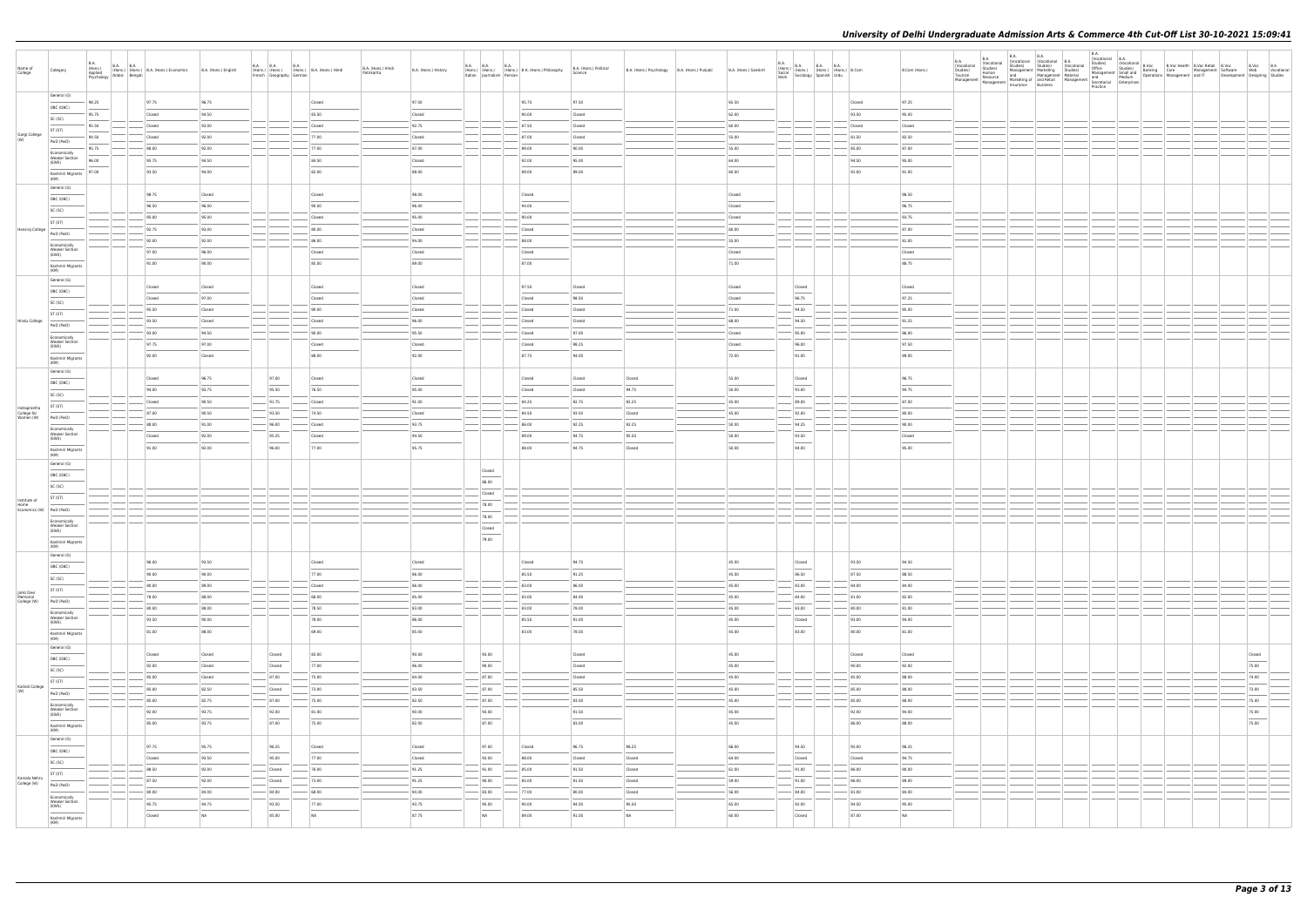# University of Delhi Undergraduate Admission Arts & Commerce 4th Cut-Off List 30-10-2021 15:09:41

| Name of College | Category | B.A. (Hons.) Applied Psychology | B.A. (Hons.) Arabic | B.A. (Hons.) Bengali | B.A. (Hons.) Economics | B.A. (Hons.) English | B.A. (Hons.) French | B.A. (Hons.) Geography | B.A. (Hons.) German | B.A. (Hons.) Hindi | B.A. (Hons.) Hindi Patrikarita | B.A. (Hons.) History | B.A. (Hons.) Italian | B.A. (Hons.) Journalism | B.A. (Hons.) Persian | B.A. (Hons.) Philosophy | B.A. (Hons.) Political Science | B.A. (Hons.) Psychology | B.A. (Hons.) Punjabi | B.A. (Hons.) Sanskrit | B.A. (Hons.) Social Work | B.A. (Hons.) Sociology | B.A. (Hons.) Spanish | B.A. (Hons.) Urdu | B.Com | B.Com (Hons.) | B.A. (Vocational Studies) Tourism Management | B.A. (Vocational Studies) Human Resource Management | B.A. (Vocational Studies) Management and Marketing of Insurance | B.A. (Vocational Studies) Marketing Management and Retail Business | B.A. (Vocational Studies) Material Management | B.A. (Vocational Studies) Office Management and Secretarial Practice | B.A. (Vocational Studies) Small and Medium Enterprises | B.Voc Banking Operations | B.Voc Health Care Management | B.Voc Retail Management and IT | B.Voc Software Development | B.Voc Web Designing | B.A. Vocational Studies |
|---|---|---|---|---|---|---|---|---|---|---|---|---|---|---|---|---|---|---|---|---|---|---|---|---|---|---|---|---|---|---|---|---|---|---|---|---|---|---|---|
| Gargi College (W) | General (G) | 98.25 | | | 97.75 | 96.75 | | | | Closed | | 97.00 | | | | 95.75 | 97.50 | | | 65.50 | | | | | Closed | 97.25 | | | | | | | | | | | | | |
| | OBC (OBC) | 95.75 | | | Closed | 94.50 | | | | 83.50 | | Closed | | | | 90.00 | Closed | | | 62.00 | | | | | 93.50 | 95.00 | | | | | | | | | | | | | |
| | SC (SC) | 95.50 | | | Closed | 93.00 | | | | Closed | | 92.75 | | | | 87.50 | Closed | | | 60.00 | | | | | Closed | Closed | | | | | | | | | | | | | |
| | ST (ST) | 94.50 | | | Closed | 92.00 | | | | 77.00 | | Closed | | | | 87.00 | Closed | | | 55.00 | | | | | 81.50 | 82.50 | | | | | | | | | | | | | |
| | PwD (PwD) | 95.75 | | | 88.00 | 92.00 | | | | 77.00 | | 87.00 | | | | 89.00 | 90.00 | | | 55.00 | | | | | 85.00 | 87.00 | | | | | | | | | | | | | |
| | Economically Weaker Section (EWS) | 96.00 | | | 95.75 | 94.50 | | | | 84.50 | | Closed | | | | 92.00 | 95.00 | | | 64.00 | | | | | 94.50 | 95.00 | | | | | | | | | | | | | |
| | Kashmiri Migrants (KM) | 97.00 | | | 93.50 | 94.00 | | | | 82.00 | | 88.00 | | | | 89.00 | 89.00 | | | 60.00 | | | | | 92.00 | 91.00 | | | | | | | | | | | | | |
| Hansraj College | General (G) | | | | 98.75 | Closed | | | | Closed | | 98.00 | | | | Closed | | | | Closed | | | | | | 98.50 | | | | | | | | | | | | | |
| | OBC (OBC) | | | | 96.50 | 96.00 | | | | 90.00 | | 96.00 | | | | 94.00 | | | | Closed | | | | | | 96.75 | | | | | | | | | | | | | |
| | SC (SC) | | | | 95.00 | 95.00 | | | | Closed | | 95.00 | | | | 90.00 | | | | Closed | | | | | | 93.75 | | | | | | | | | | | | | |
| | ST (ST) | | | | 92.75 | 93.00 | | | | 80.00 | | Closed | | | | Closed | | | | 60.00 | | | | | | 87.00 | | | | | | | | | | | | | |
| | PwD (PwD) | | | | 92.00 | 92.00 | | | | 86.00 | | 94.00 | | | | 88.00 | | | | 55.00 | | | | | | 81.00 | | | | | | | | | | | | | |
| | Economically Weaker Section (EWS) | | | | 97.00 | 96.00 | | | | Closed | | Closed | | | | Closed | | | | Closed | | | | | | Closed | | | | | | | | | | | | | |
| | Kashmiri Migrants (KM) | | | | 91.00 | 90.00 | | | | 85.00 | | 89.00 | | | | 87.00 | | | | 71.00 | | | | | | 88.75 | | | | | | | | | | | | | |
| Hindu College | General (G) | | | | Closed | Closed | | | | Closed | | Closed | | | | 97.50 | Closed | | | Closed | | Closed | | | | Closed | | | | | | | | | | | | | |
| | OBC (OBC) | | | | Closed | 97.00 | | | | Closed | | Closed | | | | Closed | 98.50 | | | Closed | | 96.75 | | | | 97.25 | | | | | | | | | | | | | |
| | SC (SC) | | | | 95.50 | Closed | | | | 90.00 | | Closed | | | | Closed | Closed | | | 71.00 | | 94.50 | | | | 95.00 | | | | | | | | | | | | | |
| | ST (ST) | | | | 93.50 | Closed | | | | Closed | | 96.00 | | | | Closed | Closed | | | 68.00 | | 94.50 | | | | 91.25 | | | | | | | | | | | | | |
| | PwD (PwD) | | | | 93.00 | 94.50 | | | | 90.00 | | 95.50 | | | | Closed | 97.00 | | | Closed | | 95.00 | | | | 86.00 | | | | | | | | | | | | | |
| | Economically Weaker Section (EWS) | | | | 97.75 | 97.00 | | | | Closed | | Closed | | | | Closed | 98.25 | | | Closed | | 96.00 | | | | 97.50 | | | | | | | | | | | | | |
| | Kashmiri Migrants (KM) | | | | 92.00 | Closed | | | | 88.00 | | 92.00 | | | | 87.75 | 94.00 | | | 72.00 | | 91.00 | | | | 89.00 | | | | | | | | | | | | | |
| Indraprastha College for Women (W) | General (G) | | | | Closed | 96.75 | | 97.00 | | Closed | | Closed | | | | Closed | Closed | Closed | | 55.00 | | Closed | | | | 96.75 | | | | | | | | | | | | | |
| | OBC (OBC) | | | | 94.00 | 93.75 | | 95.50 | | 76.50 | | 95.00 | | | | Closed | Closed | 94.75 | | 50.00 | | 93.00 | | | | 94.75 | | | | | | | | | | | | | |
| | SC (SC) | | | | Closed | 90.50 | | 91.75 | | Closed | | 91.00 | | | | 84.25 | 92.75 | 92.25 | | 45.00 | | 89.00 | | | | 87.00 | | | | | | | | | | | | | |
| | ST (ST) | | | | 87.00 | 90.50 | | 93.50 | | 74.50 | | Closed | | | | 84.50 | 93.50 | Closed | | 45.00 | | 92.80 | | | | 88.00 | | | | | | | | | | | | | |
| | PwD (PwD) | | | | 88.00 | 91.00 | | 96.00 | | Closed | | 93.75 | | | | 86.00 | 92.25 | 92.25 | | 50.00 | | 94.25 | | | | 90.00 | | | | | | | | | | | | | |
| | Economically Weaker Section (EWS) | | | | Closed | 92.00 | | 95.25 | | Closed | | 94.50 | | | | 89.00 | 94.75 | 95.50 | | 50.00 | | 93.50 | | | | Closed | | | | | | | | | | | | | |
| | Kashmiri Migrants (KM) | | | | 95.00 | 92.00 | | 96.00 | | 77.00 | | 95.75 | | | | 88.00 | 94.75 | Closed | | 50.00 | | 94.80 | | | | 95.00 | | | | | | | | | | | | | |
| Institute of Home Economics (W) | General (G) | | | | | | | | | | | | | Closed | | | | | | | | | | | | | | | | | | | | | | | | | |
| | OBC (OBC) | | | | | | | | | | | | | 86.00 | | | | | | | | | | | | | | | | | | | | | | | | | |
| | SC (SC) | | | | | | | | | | | | | Closed | | | | | | | | | | | | | | | | | | | | | | | | | |
| | ST (ST) | | | | | | | | | | | | | 78.00 | | | | | | | | | | | | | | | | | | | | | | | | | |
| | PwD (PwD) | | | | | | | | | | | | | 78.00 | | | | | | | | | | | | | | | | | | | | | | | | | |
| | Economically Weaker Section (EWS) | | | | | | | | | | | | | Closed | | | | | | | | | | | | | | | | | | | | | | | | | |
| | Kashmiri Migrants (KM) | | | | | | | | | | | | | 78.00 | | | | | | | | | | | | | | | | | | | | | | | | | |
| Janki Devi Memorial College (W) | General (G) | | | | 96.00 | 93.50 | | | | Closed | | Closed | | | | Closed | 94.75 | | | 45.00 | | Closed | | | 93.50 | 94.50 | | | | | | | | | | | | | |
| | OBC (OBC) | | | | 90.00 | 90.00 | | | | 77.00 | | 86.00 | | | | 85.50 | 91.25 | | | 45.00 | | 86.50 | | | 87.50 | 88.50 | | | | | | | | | | | | | |
| | SC (SC) | | | | 88.00 | 89.00 | | | | Closed | | 86.00 | | | | 83.00 | 86.00 | | | 45.00 | | 83.00 | | | 84.00 | 84.00 | | | | | | | | | | | | | |
| | ST (ST) | | | | 78.00 | 88.00 | | | | 68.00 | | 85.00 | | | | 83.00 | 84.00 | | | 45.00 | | 80.00 | | | 83.00 | 82.00 | | | | | | | | | | | | | |
| | PwD (PwD) | | | | 88.00 | 88.00 | | | | 78.50 | | 83.00 | | | | 83.00 | 78.00 | | | 45.00 | | 83.00 | | | 80.00 | 81.00 | | | | | | | | | | | | | |
| | Economically Weaker Section (EWS) | | | | 93.50 | 90.00 | | | | 78.00 | | 86.00 | | | | 85.50 | 91.00 | | | 45.00 | | Closed | | | 93.00 | 94.00 | | | | | | | | | | | | | |
| | Kashmiri Migrants (KM) | | | | 81.00 | 88.00 | | | | 69.00 | | 85.00 | | | | 83.00 | 78.00 | | | 45.00 | | 83.00 | | | 80.00 | 81.00 | | | | | | | | | | | | | |
| Kalindi College (W) | General (G) | | | | Closed | Closed | | Closed | | 83.00 | | 90.00 | | 93.00 | | | Closed | | | 45.00 | | | | | Closed | Closed | | | | | | | | | | | | Closed | |
| | OBC (OBC) | | | | 92.00 | Closed | | Closed | | 77.00 | | 86.00 | | 90.00 | | | Closed | | | 45.00 | | | | | 90.00 | 92.00 | | | | | | | | | | | | 75.00 | |
| | SC (SC) | | | | 85.00 | Closed | | 87.00 | | 75.00 | | 84.00 | | 87.00 | | | Closed | | | 45.00 | | | | | 85.00 | 88.00 | | | | | | | | | | | | 74.00 | |
| | ST (ST) | | | | 85.00 | 82.50 | | Closed | | 73.00 | | 83.50 | | 87.00 | | | 85.50 | | | 45.00 | | | | | 85.00 | 88.00 | | | | | | | | | | | | 73.00 | |
| | PwD (PwD) | | | | 85.00 | 92.75 | | 87.00 | | 75.00 | | 82.50 | | 87.00 | | | 83.00 | | | 45.00 | | | | | 85.00 | 88.00 | | | | | | | | | | | | 75.00 | |
| | Economically Weaker Section (EWS) | | | | 92.00 | 93.75 | | 92.00 | | 81.00 | | 90.00 | | 93.00 | | | 91.50 | | | 45.00 | | | | | 92.00 | 94.00 | | | | | | | | | | | | 75.00 | |
| | Kashmiri Migrants (KM) | | | | 85.00 | 93.75 | | 87.00 | | 75.00 | | 82.00 | | 87.00 | | | 83.00 | | | 45.00 | | | | | 86.00 | 88.00 | | | | | | | | | | | | 75.00 | |
| Kamala Nehru College (W) | General (G) | | | | 97.75 | 95.75 | | 96.25 | | Closed | | Closed | | 97.00 | | Closed | 96.75 | 98.25 | | 66.00 | | 94.50 | | | 95.00 | 96.25 | | | | | | | | | | | | | |
| | OBC (OBC) | | | | Closed | 93.50 | | 95.00 | | 77.00 | | Closed | | 93.00 | | 89.00 | Closed | Closed | | 64.00 | | Closed | | | Closed | 94.75 | | | | | | | | | | | | | |
| | SC (SC) | | | | 88.50 | 92.00 | | Closed | | 76.00 | | 91.25 | | 91.00 | | 85.00 | 91.50 | Closed | | 61.00 | | 91.00 | | | 86.00 | 90.00 | | | | | | | | | | | | | |
| | ST (ST) | | | | 87.50 | 92.00 | | Closed | | 73.00 | | 91.25 | | 90.00 | | 85.00 | 91.50 | Closed | | 59.00 | | 91.00 | | | 86.00 | 89.00 | | | | | | | | | | | | | |
| | PwD (PwD) | | | | 88.00 | 84.00 | | 84.00 | | 68.00 | | 84.00 | | 83.00 | | 77.00 | 80.00 | Closed | | 56.00 | | 84.00 | | | 83.00 | 84.00 | | | | | | | | | | | | | |
| | Economically Weaker Section (EWS) | | | | 95.75 | 94.75 | | 93.00 | | 77.00 | | 93.75 | | 95.00 | | 90.00 | 94.00 | 95.50 | | 65.00 | | 92.00 | | | 94.50 | 95.00 | | | | | | | | | | | | | |
| | Kashmiri Migrants (KM) | | | | Closed | NA | | 85.00 | | NA | | 87.75 | | NA | | 89.00 | 91.00 | NA | | 60.00 | | Closed | | | 87.00 | NA | | | | | | | | | | | | | |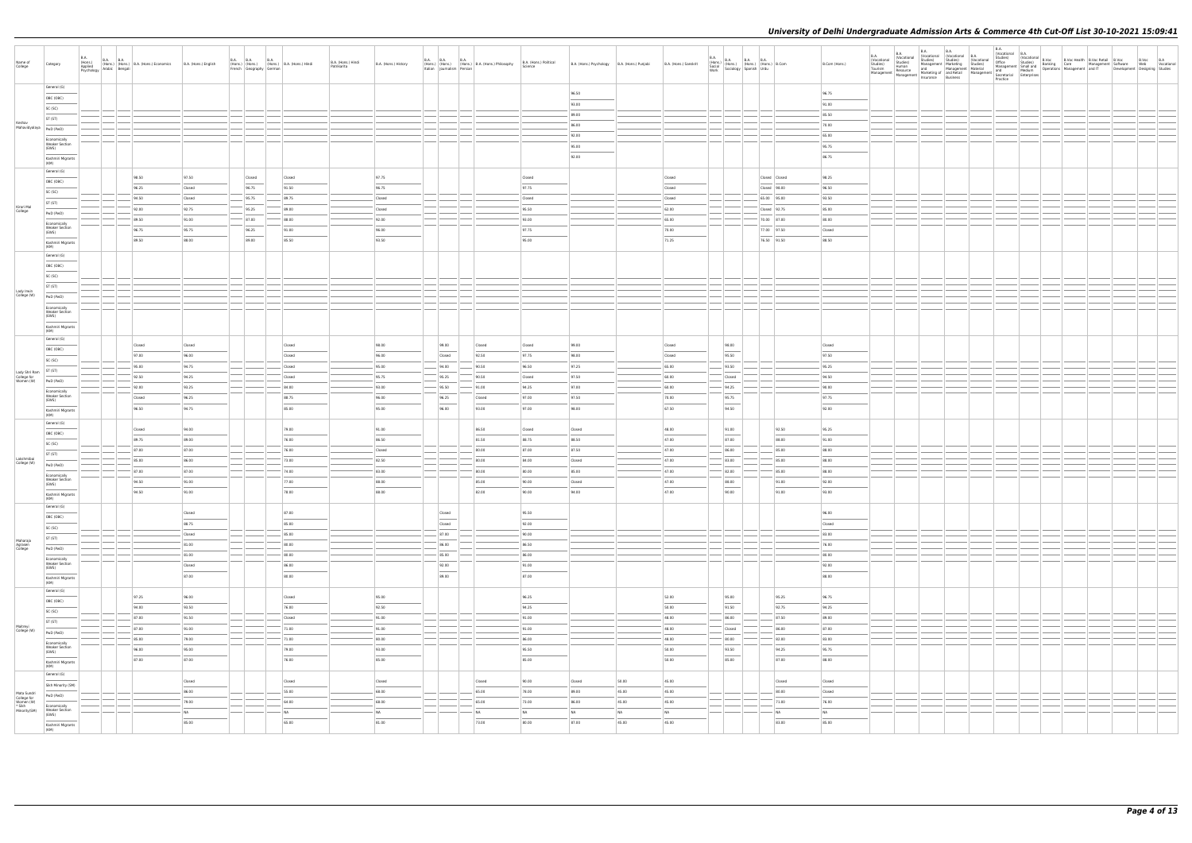| Name of College | Category | B.A. (Hons.) Applied Psychology | B.A. (Hons.) Arabic | B.A. (Hons.) Bengali | B.A. (Hons.) Economics | B.A. (Hons.) English | B.A. (Hons.) French | B.A. (Hons.) Geography | B.A. (Hons.) German | B.A. (Hons.) Hindi | B.A. (Hons.) Hindi Patrikarita | B.A. (Hons.) History | B.A. (Hons.) Italian | B.A. (Hons.) Journalism | B.A. (Hons.) Persian | B.A. (Hons.) Philosophy | B.A. (Hons.) Political Science | B.A. (Hons.) Psychology | B.A. (Hons.) Punjabi | B.A. (Hons.) Sanskrit | B.A. (Hons.) Social Work | B.A. (Hons.) Sociology | B.A. (Hons.) Spanish | B.A. (Hons.) Urdu | B.Com | B.Com (Hons.) | B.A. (Vocational Studies) Tourism Management | B.A. (Vocational Studies) Human Resource Management | B.A. (Vocational Studies) Management and Marketing of Insurance | B.A. (Vocational Studies) Marketing Management and Retail Business | B.A. (Vocational Studies) Material Management | B.A. (Vocational Studies) Office Management and Secretarial Practice | B.A. (Vocational Studies) Small and Medium Enterprises | B.Voc Banking Operations | B.Voc Health Care Management | B.Voc Retail Management and IT | B.Voc Software Development | B.Voc Web Designing | B.A Vocational Studies |
|---|---|---|---|---|---|---|---|---|---|---|---|---|---|---|---|---|---|---|---|---|---|---|---|---|---|---|---|---|---|---|---|---|---|---|---|---|---|---|
| Keshav Mahavidyalaya | General (G) | | | | | | | | | | | | | | | | | 96.50 | | | | | | | | 96.75 | | | | | | | | | | | | | |
| | OBC (OBC) | | | | | | | | | | | | | | | | | 93.00 | | | | | | | | 91.00 | | | | | | | | | | | | | |
| | SC (SC) | | | | | | | | | | | | | | | | | 89.00 | | | | | | | | 85.50 | | | | | | | | | | | | | |
| | ST (ST) | | | | | | | | | | | | | | | | | 86.00 | | | | | | | | 78.00 | | | | | | | | | | | | | |
| | PwD (PwD) | | | | | | | | | | | | | | | | | 92.00 | | | | | | | | 65.00 | | | | | | | | | | | | | |
| | Economically Weaker Section (EWS) | | | | | | | | | | | | | | | | | 95.00 | | | | | | | | 95.75 | | | | | | | | | | | | | |
| | Kashmiri Migrants (KM) | | | | | | | | | | | | | | | | | 92.00 | | | | | | | | 86.75 | | | | | | | | | | | | | |
| Kirori Mal College | General (G) | | | | 98.50 | 97.50 | Closed | | | Closed | | 97.75 | | | | | Closed | | | Closed | | | | Closed | Closed | 98.25 | | | | | | | | | | | | | |
| | OBC (OBC) | | | | 96.25 | Closed | 96.75 | | | 91.50 | | 96.75 | | | | | 97.75 | | | Closed | | | | Closed | 98.00 | 96.50 | | | | | | | | | | | | | |
| | SC (SC) | | | | 94.50 | Closed | 95.75 | | | 89.75 | | Closed | | | | | Closed | | | Closed | | | | 65.00 | 95.00 | 93.50 | | | | | | | | | | | | | |
| | ST (ST) | | | | 92.00 | 92.75 | 95.25 | | | 89.00 | | Closed | | | | | 95.50 | | | 62.00 | | | | Closed | 92.75 | 85.00 | | | | | | | | | | | | | |
| | PwD (PwD) | | | | 89.50 | 91.00 | 87.00 | | | 88.00 | | 92.00 | | | | | 93.00 | | | 65.00 | | | | 70.00 | 87.00 | 88.00 | | | | | | | | | | | | | |
| | Economically Weaker Section (EWS) | | | | 96.75 | 95.75 | 96.25 | | | 91.00 | | 96.00 | | | | | 97.75 | | | 70.00 | | | | 77.00 | 97.50 | Closed | | | | | | | | | | | | | |
| | Kashmiri Migrants (KM) | | | | 89.50 | 88.00 | 89.00 | | | 85.50 | | 93.50 | | | | | 95.00 | | | 71.25 | | | | 76.50 | 91.50 | 88.50 | | | | | | | | | | | | | |
| Lady Irwin College (W) | General (G) | | | | | | | | | | | | | | | | | | | | | | | | | | | | | | | | | | | | | | |
| | OBC (OBC) | | | | | | | | | | | | | | | | | | | | | | | | | | | | | | | | | | | | | | |
| | SC (SC) | | | | | | | | | | | | | | | | | | | | | | | | | | | | | | | | | | | | | | |
| | ST (ST) | | | | | | | | | | | | | | | | | | | | | | | | | | | | | | | | | | | | | | |
| | PwD (PwD) | | | | | | | | | | | | | | | | | | | | | | | | | | | | | | | | | | | | | | |
| | Economically Weaker Section (EWS) | | | | | | | | | | | | | | | | | | | | | | | | | | | | | | | | | | | | | | |
| | Kashmiri Migrants (KM) | | | | | | | | | | | | | | | | | | | | | | | | | | | | | | | | | | | | | | |
| Lady Shri Ram College for Women (W) | General (G) | | | | Closed | Closed | | | | Closed | | 98.00 | | 99.00 | | Closed | Closed | 99.00 | | Closed | | 98.00 | | | | Closed | | | | | | | | | | | | | |
| | OBC (OBC) | | | | 97.00 | 96.00 | | | | Closed | | 96.00 | | Closed | | 92.50 | 97.75 | 98.00 | | Closed | | 95.50 | | | | 97.50 | | | | | | | | | | | | | |
| | SC (SC) | | | | 95.00 | 94.75 | | | | Closed | | 95.00 | | 94.00 | | 90.50 | 96.50 | 97.25 | | 65.00 | | 93.50 | | | | 95.25 | | | | | | | | | | | | | |
| | ST (ST) | | | | 92.50 | 94.25 | | | | Closed | | 95.75 | | 95.25 | | 90.50 | Closed | 97.50 | | 68.00 | | Closed | | | | 94.50 | | | | | | | | | | | | | |
| | PwD (PwD) | | | | 92.00 | 93.25 | | | | 84.00 | | 93.00 | | 95.50 | | 91.00 | 94.25 | 97.00 | | 68.00 | | 94.25 | | | | 90.00 | | | | | | | | | | | | | |
| | Economically Weaker Section (EWS) | | | | Closed | 96.25 | | | | 88.75 | | 96.00 | | 96.25 | | Closed | 97.00 | 97.50 | | 78.00 | | 95.75 | | | | 97.75 | | | | | | | | | | | | | |
| | Kashmiri Migrants (KM) | | | | 96.50 | 94.75 | | | | 85.00 | | 95.00 | | 96.00 | | 93.00 | 97.00 | 98.00 | | 67.50 | | 94.50 | | | | 92.00 | | | | | | | | | | | | | |
| Lakshmibai College (W) | General (G) | | | | Closed | 94.00 | | | | 79.00 | | 91.00 | | | | 86.50 | Closed | Closed | | 48.00 | | 91.00 | | | 92.50 | 95.25 | | | | | | | | | | | | | |
| | OBC (OBC) | | | | 89.75 | 89.00 | | | | 76.00 | | 86.50 | | | | 81.50 | 88.75 | 88.50 | | 47.00 | | 87.00 | | | 88.00 | 91.00 | | | | | | | | | | | | | |
| | SC (SC) | | | | 87.00 | 87.00 | | | | 76.00 | | Closed | | | | 80.00 | 87.00 | 87.50 | | 47.00 | | 86.00 | | | 85.00 | 88.00 | | | | | | | | | | | | | |
| | ST (ST) | | | | 85.00 | 86.00 | | | | 73.00 | | 82.50 | | | | 80.00 | 84.00 | Closed | | 47.00 | | 83.00 | | | 85.00 | 88.00 | | | | | | | | | | | | | |
| | PwD (PwD) | | | | 87.00 | 87.00 | | | | 74.00 | | 83.00 | | | | 80.00 | 80.00 | 85.00 | | 47.00 | | 82.00 | | | 85.00 | 88.00 | | | | | | | | | | | | | |
| | Economically Weaker Section (EWS) | | | | 94.50 | 91.00 | | | | 77.00 | | 88.00 | | | | 85.00 | 90.00 | Closed | | 47.00 | | 88.00 | | | 91.00 | 92.00 | | | | | | | | | | | | | |
| | Kashmiri Migrants (KM) | | | | 94.50 | 91.00 | | | | 78.00 | | 88.00 | | | | 82.00 | 90.00 | 94.00 | | 47.00 | | 90.00 | | | 91.00 | 93.00 | | | | | | | | | | | | | |
| Maharaja Agrasen College | General (G) | | | | | Closed | | | | 87.00 | | | | Closed | | | 95.50 | | | | | | | | | 96.00 | | | | | | | | | | | | | |
| | OBC (OBC) | | | | | 88.75 | | | | 85.00 | | | | Closed | | | 92.00 | | | | | | | | | Closed | | | | | | | | | | | | | |
| | SC (SC) | | | | | Closed | | | | 85.00 | | | | 87.00 | | | 90.00 | | | | | | | | | 83.00 | | | | | | | | | | | | | |
| | ST (ST) | | | | | 81.00 | | | | 80.00 | | | | 86.00 | | | 86.50 | | | | | | | | | 76.00 | | | | | | | | | | | | | |
| | PwD (PwD) | | | | | 81.00 | | | | 80.00 | | | | 85.00 | | | 86.00 | | | | | | | | | 80.00 | | | | | | | | | | | | | |
| | Economically Weaker Section (EWS) | | | | | Closed | | | | 86.00 | | | | 92.00 | | | 91.00 | | | | | | | | | 92.00 | | | | | | | | | | | | | |
| | Kashmiri Migrants (KM) | | | | | 87.00 | | | | 80.00 | | | | 89.00 | | | 87.00 | | | | | | | | | 88.00 | | | | | | | | | | | | | |
| Maitreyi College (W) | General (G) | | | | 97.25 | 96.00 | | | | Closed | | 95.00 | | | | | 96.25 | | | 52.00 | | 95.00 | | | 95.25 | 96.75 | | | | | | | | | | | | | |
| | OBC (OBC) | | | | 94.00 | 93.50 | | | | 76.00 | | 92.50 | | | | | 94.25 | | | 50.00 | | 91.50 | | | 92.75 | 94.25 | | | | | | | | | | | | | |
| | SC (SC) | | | | 87.00 | 91.50 | | | | Closed | | 91.00 | | | | | 91.00 | | | 48.00 | | 86.00 | | | 87.50 | 89.00 | | | | | | | | | | | | | |
| | ST (ST) | | | | 87.00 | 91.00 | | | | 71.00 | | 91.00 | | | | | 91.00 | | | 48.00 | | Closed | | | 86.00 | 87.00 | | | | | | | | | | | | | |
| | PwD (PwD) | | | | 85.00 | 79.00 | | | | 71.00 | | 80.00 | | | | | 86.00 | | | 48.00 | | 80.00 | | | 82.00 | 83.00 | | | | | | | | | | | | | |
| | Economically Weaker Section (EWS) | | | | 96.00 | 95.00 | | | | 79.00 | | 93.00 | | | | | 95.50 | | | 50.00 | | 93.50 | | | 94.25 | 95.75 | | | | | | | | | | | | | |
| | Kashmiri Migrants (KM) | | | | 87.00 | 87.00 | | | | 76.00 | | 85.00 | | | | | 85.00 | | | 50.00 | | 85.00 | | | 87.00 | 88.00 | | | | | | | | | | | | | |
| Mata Sundri College for Women (W) * Sikh Minority(SM) | General (G) | | | | | Closed | | | | Closed | | Closed | | | | Closed | 90.00 | Closed | 50.00 | 45.00 | | | | | Closed | Closed | | | | | | | | | | | | | |
| | Sikh Minority (SM) | | | | | 86.00 | | | | 55.00 | | 68.00 | | | | 65.00 | 78.00 | 89.00 | 45.00 | 45.00 | | | | | 90.00 | Closed | | | | | | | | | | | | | |
| | PwD (PwD) | | | | | 79.00 | | | | 64.00 | | 68.00 | | | | 65.00 | 73.00 | 86.00 | 45.00 | 45.00 | | | | | 71.00 | 76.00 | | | | | | | | | | | | | |
| | Economically Weaker Section (EWS) | | | | | NA | | | | NA | | NA | | | | NA | NA | NA | NA | NA | | | | | NA | NA | | | | | | | | | | | | | |
| | Kashmiri Migrants (KM) | | | | | 85.00 | | | | 65.00 | | 81.00 | | | | 73.00 | 80.00 | 87.00 | 45.00 | 45.00 | | | | | 83.00 | 85.00 | | | | | | | | | | | | | |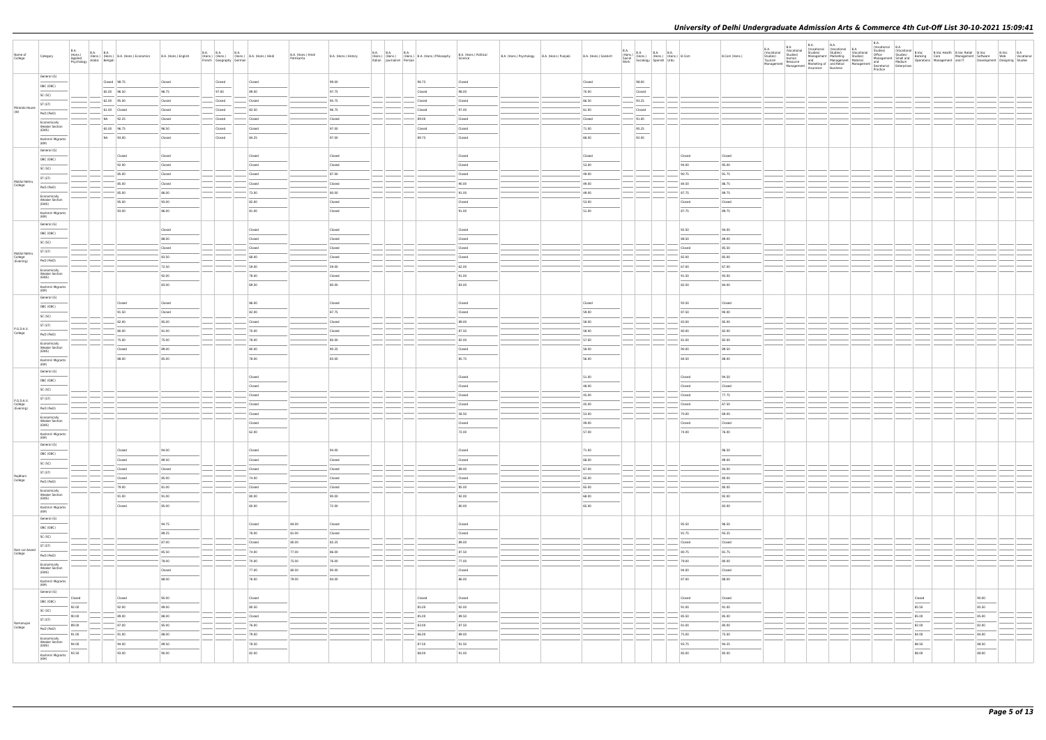# University of Delhi Undergraduate Admission Arts & Commerce 4th Cut-Off List 30-10-2021 15:09:41

| Name of College | Category | B.A. (Hons.) Applied Psychology | B.A. (Hons.) Arabic | B.A. (Hons.) Bengali | B.A. (Hons.) Economics | B.A. (Hons.) English | B.A. (Hons.) French | B.A. (Hons.) Geography | B.A. (Hons.) German | B.A. (Hons.) Hindi | B.A. (Hons.) Hindi Patrakarita | B.A. (Hons.) History | B.A. (Hons.) Italian | B.A. (Hons.) Journalism | B.A. (Hons.) Persian | B.A. (Hons.) Philosophy | B.A. (Hons.) Political Science | B.A. (Hons.) Psychology | B.A. (Hons.) Punjabi | B.A. (Hons.) Sanskrit | B.A. (Hons.) Social Work | B.A. (Hons.) Sociology | B.A. (Hons.) Spanish | B.A. (Hons.) Urdu | B.Com | B.Com (Hons.) | B.A. (Vocational Studies) Tourism Management | B.A. (Vocational Studies) Human Resource Management | B.A. (Vocational Studies) Management and Marketing of Insurance | B.A. (Vocational Studies) Marketing Management and Retail Business | B.A. (Vocational Studies) Material Management | B.A. (Vocational Studies) Office Management and Secretarial Practice | B.A. (Vocational Studies) Small and Medium Enterprises | B.Voc Banking Operations | B.Voc Health Care Management | B.Voc Retail Management and IT | B.Voc Software Development | B.Voc Web Designing | B.A Vocational Studies |
|---|---|---|---|---|---|---|---|---|---|---|---|---|---|---|---|---|---|---|---|---|---|---|---|---|---|---|---|---|---|---|---|---|---|---|---|---|---|---|---|
| Miranda House (W) | General (G) | | | Closed | 98.75 | Closed | | Closed | | Closed | | 99.00 | | | | 96.75 | Closed | | | Closed | | 98.00 | | | | | | | | | | | | | | | | | |
| | OBC (OBC) | | | 85.00 | 96.50 | 96.75 | | 97.00 | | 89.00 | | 97.75 | | | | Closed | 98.00 | | | 75.00 | | Closed | | | | | | | | | | | | | | | | | |
| | SC (SC) | | | 82.00 | 95.00 | Closed | | Closed | | Closed | | 95.75 | | | | Closed | Closed | | | 66.50 | | 93.25 | | | | | | | | | | | | | | | | | |
| | ST (ST) | | | 81.00 | Closed | Closed | | Closed | | 83.50 | | 96.75 | | | | Closed | 97.00 | | | 61.00 | | Closed | | | | | | | | | | | | | | | | | |
| | PwD (PwD) | | | NA | 92.25 | Closed | | Closed | | Closed | | Closed | | | | 89.00 | Closed | | | Closed | | 91.00 | | | | | | | | | | | | | | | | | |
| | Economically Weaker Section (EWS) | | | 85.00 | 96.75 | 96.50 | | Closed | | Closed | | 97.00 | | | | Closed | Closed | | | 71.00 | | 95.25 | | | | | | | | | | | | | | | | | |
| | Kashmiri Migrants (KM) | | | NA | 93.00 | Closed | | Closed | | 84.25 | | 97.00 | | | | 89.75 | Closed | | | 68.00 | | 92.00 | | | | | | | | | | | | | | | | | |
| Motilal Nehru College | General (G) | | | | Closed | Closed | | | | Closed | | Closed | | | | | Closed | | | Closed | | | | | Closed | Closed | | | | | | | | | | | | | |
| | OBC (OBC) | | | | 92.00 | Closed | | | | Closed | | Closed | | | | | Closed | | | 53.00 | | | | | 94.00 | 95.00 | | | | | | | | | | | | | |
| | SC (SC) | | | | 85.00 | Closed | | | | Closed | | 87.00 | | | | | Closed | | | 49.50 | | | | | 90.75 | 91.75 | | | | | | | | | | | | | |
| | ST (ST) | | | | 85.00 | Closed | | | | Closed | | Closed | | | | | 90.00 | | | 49.00 | | | | | 84.50 | 86.75 | | | | | | | | | | | | | |
| | PwD (PwD) | | | | 85.00 | 86.00 | | | | 73.00 | | 80.00 | | | | | 91.00 | | | 49.00 | | | | | 87.75 | 89.75 | | | | | | | | | | | | | |
| | Economically Weaker Section (EWS) | | | | 95.00 | 93.00 | | | | 82.00 | | Closed | | | | | Closed | | | 53.00 | | | | | Closed | Closed | | | | | | | | | | | | | |
| | Kashmiri Migrants (KM) | | | | 93.00 | 86.00 | | | | 81.00 | | Closed | | | | | 91.00 | | | 51.00 | | | | | 87.75 | 89.75 | | | | | | | | | | | | | |
| Motilal Nehru College (Evening) | General (G) | | | | | Closed | | | | Closed | | Closed | | | | | Closed | | | | | | | | 92.50 | 94.00 | | | | | | | | | | | | | |
| | OBC (OBC) | | | | | 88.00 | | | | Closed | | Closed | | | | | Closed | | | | | | | | 88.50 | 89.00 | | | | | | | | | | | | | |
| | SC (SC) | | | | | Closed | | | | Closed | | Closed | | | | | Closed | | | | | | | | Closed | 85.50 | | | | | | | | | | | | | |
| | ST (ST) | | | | | 83.50 | | | | 68.00 | | Closed | | | | | Closed | | | | | | | | 82.00 | 85.00 | | | | | | | | | | | | | |
| | PwD (PwD) | | | | | 72.50 | | | | 59.00 | | 59.00 | | | | | 62.00 | | | | | | | | 67.00 | 67.00 | | | | | | | | | | | | | |
| | Economically Weaker Section (EWS) | | | | | 92.00 | | | | 78.00 | | Closed | | | | | 91.00 | | | | | | | | 91.50 | 93.00 | | | | | | | | | | | | | |
| | Kashmiri Migrants (KM) | | | | | 83.00 | | | | 69.50 | | 83.00 | | | | | 83.00 | | | | | | | | 82.50 | 84.00 | | | | | | | | | | | | | |
| P.G.D.A.V. College | General (G) | | | | Closed | Closed | | | | 86.00 | | Closed | | | | | Closed | | | Closed | | | | | 93.50 | Closed | | | | | | | | | | | | | |
| | OBC (OBC) | | | | 91.50 | Closed | | | | 82.00 | | 87.75 | | | | | Closed | | | 59.00 | | | | | 87.50 | 90.00 | | | | | | | | | | | | | |
| | SC (SC) | | | | 82.00 | 85.00 | | | | Closed | | Closed | | | | | 89.00 | | | 58.00 | | | | | 83.00 | 85.00 | | | | | | | | | | | | | |
| | ST (ST) | | | | 80.00 | 81.00 | | | | 78.00 | | Closed | | | | | 87.50 | | | 58.00 | | | | | 80.00 | 82.00 | | | | | | | | | | | | | |
| | PwD (PwD) | | | | 75.00 | 75.00 | | | | 78.00 | | 80.00 | | | | | 82.00 | | | 57.00 | | | | | 81.00 | 82.00 | | | | | | | | | | | | | |
| | Economically Weaker Section (EWS) | | | | Closed | 89.00 | | | | 80.00 | | 90.25 | | | | | Closed | | | 58.00 | | | | | 90.00 | 89.50 | | | | | | | | | | | | | |
| | Kashmiri Migrants (KM) | | | | 88.00 | 85.00 | | | | 78.00 | | 83.00 | | | | | 85.75 | | | 56.00 | | | | | 84.50 | 88.00 | | | | | | | | | | | | | |
| P.G.D.A.V. College (Evening) | General (G) | | | | | | | | | Closed | | | | | | | Closed | | | 51.00 | | | | | Closed | 94.50 | | | | | | | | | | | | | |
| | OBC (OBC) | | | | | | | | | Closed | | | | | | | Closed | | | 48.00 | | | | | Closed | Closed | | | | | | | | | | | | | |
| | SC (SC) | | | | | | | | | Closed | | | | | | | Closed | | | 45.00 | | | | | Closed | 77.75 | | | | | | | | | | | | | |
| | ST (ST) | | | | | | | | | Closed | | | | | | | Closed | | | 45.00 | | | | | Closed | 67.50 | | | | | | | | | | | | | |
| | PwD (PwD) | | | | | | | | | Closed | | | | | | | 58.50 | | | 53.00 | | | | | 70.00 | 69.00 | | | | | | | | | | | | | |
| | Economically Weaker Section (EWS) | | | | | | | | | Closed | | | | | | | Closed | | | 49.00 | | | | | Closed | Closed | | | | | | | | | | | | | |
| | Kashmiri Migrants (KM) | | | | | | | | | 62.00 | | | | | | | 72.00 | | | 57.00 | | | | | 74.00 | 76.00 | | | | | | | | | | | | | |
| Rajdhani College | General (G) | | | | Closed | 94.00 | | | | Closed | | 94.00 | | | | | Closed | | | 71.00 | | | | | | 96.50 | | | | | | | | | | | | | |
| | OBC (OBC) | | | | Closed | 89.50 | | | | Closed | | Closed | | | | | Closed | | | 68.00 | | | | | | 89.00 | | | | | | | | | | | | | |
| | SC (SC) | | | | Closed | Closed | | | | Closed | | Closed | | | | | 89.00 | | | 67.00 | | | | | | 84.00 | | | | | | | | | | | | | |
| | ST (ST) | | | | Closed | 85.00 | | | | 74.00 | | Closed | | | | | Closed | | | 65.00 | | | | | | 80.00 | | | | | | | | | | | | | |
| | PwD (PwD) | | | | 79.00 | 81.00 | | | | Closed | | Closed | | | | | 85.00 | | | 65.00 | | | | | | 80.00 | | | | | | | | | | | | | |
| | Economically Weaker Section (EWS) | | | | 91.00 | 91.00 | | | | 80.00 | | 90.00 | | | | | 92.00 | | | 68.00 | | | | | | 92.00 | | | | | | | | | | | | | |
| | Kashmiri Migrants (KM) | | | | Closed | 85.00 | | | | 60.00 | | 72.00 | | | | | 80.00 | | | 65.00 | | | | | | 83.00 | | | | | | | | | | | | | |
| Ram Lal Anand College | General (G) | | | | | 94.75 | | | | Closed | 84.00 | Closed | | | | | Closed | | | | | | | | 95.50 | 96.50 | | | | | | | | | | | | | |
| | OBC (OBC) | | | | | 89.25 | | | | 78.00 | 81.00 | Closed | | | | | Closed | | | | | | | | 91.75 | 93.25 | | | | | | | | | | | | | |
| | SC (SC) | | | | | 87.00 | | | | Closed | 80.00 | 85.25 | | | | | 89.00 | | | | | | | | Closed | Closed | | | | | | | | | | | | | |
| | ST (ST) | | | | | 85.50 | | | | 74.00 | 77.00 | 86.00 | | | | | 87.50 | | | | | | | | 80.75 | 81.75 | | | | | | | | | | | | | |
| | PwD (PwD) | | | | | 78.00 | | | | 70.00 | 75.00 | 76.00 | | | | | 77.00 | | | | | | | | 79.00 | 80.00 | | | | | | | | | | | | | |
| | Economically Weaker Section (EWS) | | | | | Closed | | | | 77.00 | 80.00 | 90.00 | | | | | Closed | | | | | | | | 94.00 | Closed | | | | | | | | | | | | | |
| | Kashmiri Migrants (KM) | | | | | 88.00 | | | | 76.00 | 78.00 | 84.00 | | | | | 86.00 | | | | | | | | 87.00 | 88.00 | | | | | | | | | | | | | |
| Ramanujan College | General (G) | Closed | | | Closed | 95.00 | | | | Closed | | | | | | Closed | Closed | | | | | | | | Closed | Closed | | | | | | | | Closed | | | 90.00 | | |
| | OBC (OBC) | 92.00 | | | 92.00 | 89.00 | | | | 80.50 | | | | | | 85.00 | 92.00 | | | | | | | | 91.00 | 91.00 | | | | | | | | 85.50 | | | 85.50 | | |
| | SC (SC) | 90.00 | | | 89.00 | 88.00 | | | | Closed | | | | | | 85.00 | 89.50 | | | | | | | | 85.50 | 85.00 | | | | | | | | 85.00 | | | 85.00 | | |
| | ST (ST) | 89.00 | | | 87.00 | 85.00 | | | | 76.00 | | | | | | 83.00 | 87.50 | | | | | | | | 83.00 | 80.00 | | | | | | | | 82.00 | | | 82.00 | | |
| | PwD (PwD) | 91.00 | | | 91.00 | 88.00 | | | | 75.00 | | | | | | 86.00 | 89.00 | | | | | | | | 75.00 | 75.00 | | | | | | | | 84.00 | | | 84.00 | | |
| | Economically Weaker Section (EWS) | 94.00 | | | 94.00 | 89.50 | | | | 78.50 | | | | | | 87.50 | 91.50 | | | | | | | | 93.75 | 94.25 | | | | | | | | 88.50 | | | 88.50 | | |
| | Kashmiri Migrants (KM) | 93.50 | | | 93.00 | 90.00 | | | | 82.00 | | | | | | 88.00 | 91.00 | | | | | | | | 85.00 | 85.00 | | | | | | | | 88.00 | | | 88.00 | | |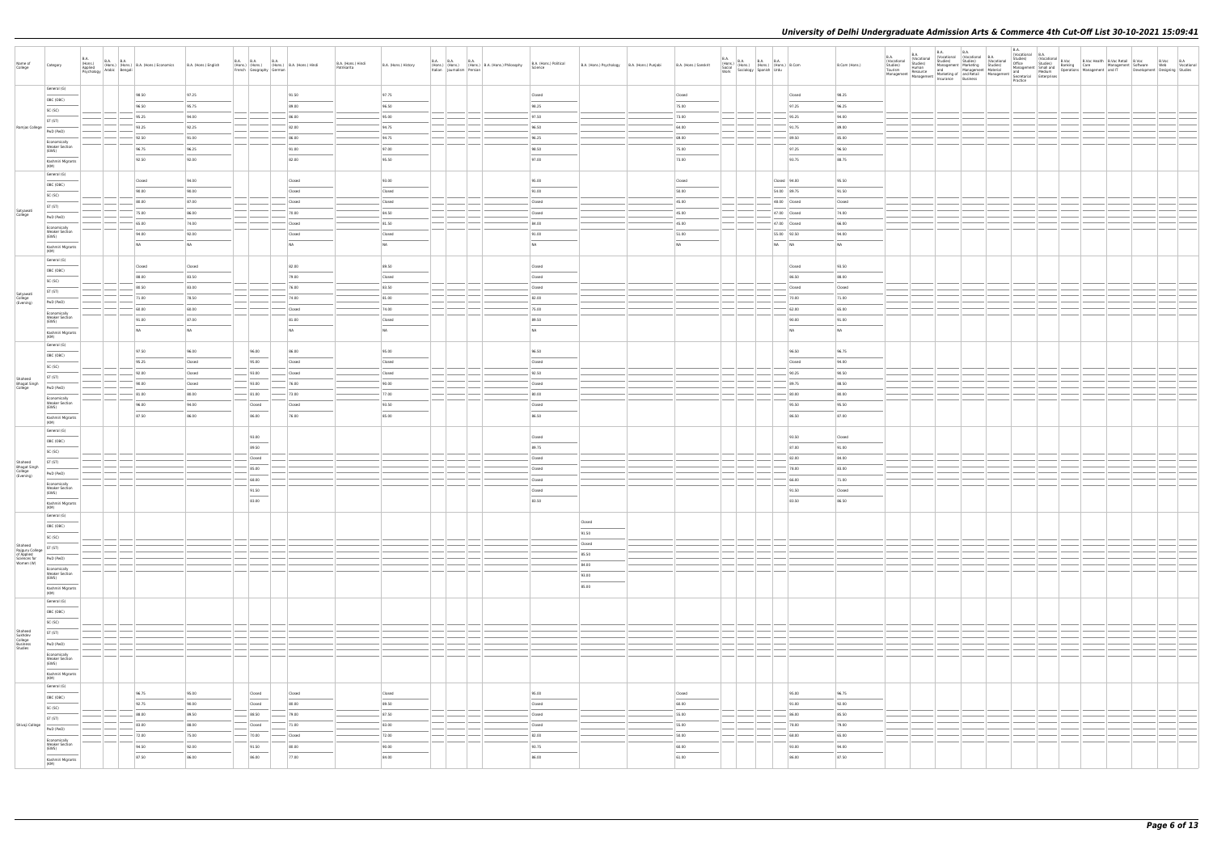| Name of College | Category | B.A. (Hons.) Applied Psychology | B.A. (Hons.) Arabic | B.A. (Hons.) Bengali | B.A. (Hons.) Economics | B.A. (Hons.) English | B.A. (Hons.) French | B.A. (Hons.) Geography | B.A. (Hons.) German | B.A. (Hons.) Hindi | B.A. (Hons.) Hindi Patrakarita | B.A. (Hons.) History | B.A. (Hons.) Italian | B.A. (Hons.) Journalism | B.A. (Hons.) Persian | B.A. (Hons.) Philosophy | B.A. (Hons.) Political Science | B.A. (Hons.) Psychology | B.A. (Hons.) Punjabi | B.A. (Hons.) Sanskrit | B.A. (Hons.) Social Work | B.A. (Hons.) Sociology | B.A. (Hons.) Spanish | B.A. (Hons.) Urdu | B.Com | B.Com (Hons.) | B.A. (Vocational Studies) Tourism Management | B.A. (Vocational Studies) Human Resource Management | B.A. (Vocational Studies) Management and Marketing of Insurance | B.A. (Vocational Studies) Marketing Management and Retail Business | B.A. (Vocational Studies) Material Management | B.A. (Vocational Studies) Office Management and Secretarial Practice | B.A. (Vocational Studies) Small and Medium Enterprises | B.Voc Banking Operations | B.Voc Health Care | B.Voc Retail Management and IT | B.Voc Software Development | B.Voc Web Designing | B.A. Vocational Studies |
|---|---|---|---|---|---|---|---|---|---|---|---|---|---|---|---|---|---|---|---|---|---|---|---|---|---|---|---|---|---|---|---|---|---|---|---|---|---|---|---|
| Ramjas College | General (G) | | | | 98.50 | 97.25 | | | | 91.50 | | 97.75 | | | | | Closed | | | Closed | | | | | Closed | 98.25 | | | | | | | | | | | | | |
| | OBC (OBC) | | | | 96.50 | 95.75 | | | | 89.00 | | 96.50 | | | | | 98.25 | | | 75.00 | | | | | 97.25 | 96.25 | | | | | | | | | | | | | |
| | SC (SC) | | | | 95.25 | 94.00 | | | | 86.00 | | 95.00 | | | | | 97.50 | | | 73.00 | | | | | 95.25 | 94.00 | | | | | | | | | | | | | |
| | ST (ST) | | | | 93.25 | 92.25 | | | | 82.00 | | 94.75 | | | | | 96.50 | | | 64.00 | | | | | 91.75 | 89.00 | | | | | | | | | | | | | |
| | PwD (PwD) | | | | 92.50 | 91.00 | | | | 86.00 | | 94.75 | | | | | 96.25 | | | 69.00 | | | | | 89.50 | 85.00 | | | | | | | | | | | | | |
| | Economically Weaker Section (EWS) | | | | 96.75 | 96.25 | | | | 91.00 | | 97.00 | | | | | 98.50 | | | 75.00 | | | | | 97.25 | 96.50 | | | | | | | | | | | | | |
| | Kashmiri Migrants (KM) | | | | 92.50 | 92.00 | | | | 82.00 | | 95.50 | | | | | 97.00 | | | 73.00 | | | | | 93.75 | 88.75 | | | | | | | | | | | | | |
| Satyawati College | General (G) | | | | Closed | 94.00 | | | | Closed | | 93.00 | | | | | 95.00 | | | Closed | | | | Closed | 94.00 | 95.50 | | | | | | | | | | | | | |
| | OBC (OBC) | | | | 90.00 | 90.00 | | | | Closed | | Closed | | | | | 91.00 | | | 50.00 | | | | 54.00 | 89.75 | 91.50 | | | | | | | | | | | | | |
| | SC (SC) | | | | 88.00 | 87.00 | | | | Closed | | Closed | | | | | Closed | | | 45.00 | | | | 48.00 | Closed | Closed | | | | | | | | | | | | | |
| | ST (ST) | | | | 75.00 | 86.00 | | | | 78.00 | | 84.50 | | | | | Closed | | | 45.00 | | | | 47.00 | Closed | 74.00 | | | | | | | | | | | | | |
| | PwD (PwD) | | | | 65.00 | 74.00 | | | | Closed | | 81.50 | | | | | 84.00 | | | 45.00 | | | | 47.00 | Closed | 66.00 | | | | | | | | | | | | | |
| | Economically Weaker Section (EWS) | | | | 94.00 | 92.00 | | | | Closed | | Closed | | | | | 91.00 | | | 51.00 | | | | 55.00 | 92.50 | 94.00 | | | | | | | | | | | | | |
| | Kashmiri Migrants (KM) | | | | NA | NA | | | | NA | | NA | | | | | NA | | | NA | | | | NA | NA | NA | | | | | | | | | | | | | |
| Satyawati College (Evening) | General (G) | | | | Closed | Closed | | | | 82.00 | | 89.50 | | | | | Closed | | | | | | | | Closed | 93.50 | | | | | | | | | | | | | |
| | OBC (OBC) | | | | 88.00 | 83.50 | | | | 79.00 | | Closed | | | | | Closed | | | | | | | | 86.50 | 88.00 | | | | | | | | | | | | | |
| | SC (SC) | | | | 88.50 | 83.00 | | | | 76.00 | | 83.50 | | | | | Closed | | | | | | | | Closed | Closed | | | | | | | | | | | | | |
| | ST (ST) | | | | 71.00 | 78.50 | | | | 74.00 | | 81.00 | | | | | 82.00 | | | | | | | | 70.00 | 71.00 | | | | | | | | | | | | | |
| | PwD (PwD) | | | | 68.00 | 68.00 | | | | Closed | | 74.00 | | | | | 75.00 | | | | | | | | 62.00 | 65.00 | | | | | | | | | | | | | |
| | Economically Weaker Section (EWS) | | | | 91.00 | 87.00 | | | | 81.00 | | Closed | | | | | 89.50 | | | | | | | | 90.00 | 91.00 | | | | | | | | | | | | | |
| | Kashmiri Migrants (KM) | | | | NA | NA | | | | NA | | NA | | | | | NA | | | | | | | | NA | NA | | | | | | | | | | | | | |
| Shaheed Bhagat Singh College | General (G) | | | | 97.50 | 96.00 | | 96.00 | | 86.00 | | 95.00 | | | | | 96.50 | | | | | | | | 96.50 | 96.75 | | | | | | | | | | | | | |
| | OBC (OBC) | | | | 95.25 | Closed | | 95.00 | | Closed | | Closed | | | | | Closed | | | | | | | | Closed | 94.00 | | | | | | | | | | | | | |
| | SC (SC) | | | | 92.00 | Closed | | 93.00 | | Closed | | Closed | | | | | 92.50 | | | | | | | | 90.25 | 90.50 | | | | | | | | | | | | | |
| | ST (ST) | | | | 90.00 | Closed | | 93.00 | | 76.00 | | 90.00 | | | | | Closed | | | | | | | | 89.75 | 88.50 | | | | | | | | | | | | | |
| | PwD (PwD) | | | | 81.00 | 80.00 | | 81.00 | | 73.00 | | 77.00 | | | | | 80.00 | | | | | | | | 80.00 | 80.00 | | | | | | | | | | | | | |
| | Economically Weaker Section (EWS) | | | | 96.00 | 94.00 | | Closed | | Closed | | 93.50 | | | | | Closed | | | | | | | | 95.50 | 95.50 | | | | | | | | | | | | | |
| | Kashmiri Migrants (KM) | | | | 87.50 | 86.00 | | 86.00 | | 76.00 | | 85.00 | | | | | 86.50 | | | | | | | | 86.50 | 87.00 | | | | | | | | | | | | | |
| Shaheed Bhagat Singh College (Evening) | General (G) | | | | | | | 93.00 | | | | | | | | | Closed | | | | | | | | 93.50 | Closed | | | | | | | | | | | | | |
| | OBC (OBC) | | | | | | | 89.50 | | | | | | | | | 89.75 | | | | | | | | 87.00 | 91.00 | | | | | | | | | | | | | |
| | SC (SC) | | | | | | | Closed | | | | | | | | | Closed | | | | | | | | 82.00 | 84.00 | | | | | | | | | | | | | |
| | ST (ST) | | | | | | | 85.00 | | | | | | | | | Closed | | | | | | | | 78.00 | 83.00 | | | | | | | | | | | | | |
| | PwD (PwD) | | | | | | | 68.00 | | | | | | | | | Closed | | | | | | | | 66.00 | 71.00 | | | | | | | | | | | | | |
| | Economically Weaker Section (EWS) | | | | | | | 91.50 | | | | | | | | | Closed | | | | | | | | 91.50 | Closed | | | | | | | | | | | | | |
| | Kashmiri Migrants (KM) | | | | | | | 83.00 | | | | | | | | | 83.50 | | | | | | | | 83.50 | 86.50 | | | | | | | | | | | | | |
| Shaheed Rajguru College of Applied Sciences for Women (W) | General (G) | | | | | | | | | | | | | | | | | Closed | | | | | | | | | | | | | | | | | | | | | |
| | OBC (OBC) | | | | | | | | | | | | | | | | | 91.50 | | | | | | | | | | | | | | | | | | | | | |
| | SC (SC) | | | | | | | | | | | | | | | | | Closed | | | | | | | | | | | | | | | | | | | | | |
| | ST (ST) | | | | | | | | | | | | | | | | | 85.50 | | | | | | | | | | | | | | | | | | | | | |
| | PwD (PwD) | | | | | | | | | | | | | | | | | 84.00 | | | | | | | | | | | | | | | | | | | | | |
| | Economically Weaker Section (EWS) | | | | | | | | | | | | | | | | | 93.00 | | | | | | | | | | | | | | | | | | | | | |
| | Kashmiri Migrants (KM) | | | | | | | | | | | | | | | | | 85.00 | | | | | | | | | | | | | | | | | | | | | |
| Shaheed Sukhdev College Business Studies | General (G) | | | | | | | | | | | | | | | | | | | | | | | | | | | | | | | | | | | | | | |
| | OBC (OBC) | | | | | | | | | | | | | | | | | | | | | | | | | | | | | | | | | | | | | | |
| | SC (SC) | | | | | | | | | | | | | | | | | | | | | | | | | | | | | | | | | | | | | | |
| | ST (ST) | | | | | | | | | | | | | | | | | | | | | | | | | | | | | | | | | | | | | | |
| | PwD (PwD) | | | | | | | | | | | | | | | | | | | | | | | | | | | | | | | | | | | | | | |
| | Economically Weaker Section (EWS) | | | | | | | | | | | | | | | | | | | | | | | | | | | | | | | | | | | | | | |
| | Kashmiri Migrants (KM) | | | | | | | | | | | | | | | | | | | | | | | | | | | | | | | | | | | | | | |
| Shivaji College | General (G) | | | | 96.75 | 95.00 | | Closed | | Closed | | Closed | | | | | 95.00 | | | Closed | | | | | 95.00 | 96.75 | | | | | | | | | | | | | |
| | OBC (OBC) | | | | 92.75 | 90.00 | | Closed | | 90.00 | | 89.50 | | | | | Closed | | | 60.00 | | | | | 91.00 | 92.00 | | | | | | | | | | | | | |
| | SC (SC) | | | | 88.00 | 89.50 | | 88.50 | | 79.00 | | 87.50 | | | | | Closed | | | 55.00 | | | | | 86.00 | 85.50 | | | | | | | | | | | | | |
| | ST (ST) | | | | 83.00 | 88.00 | | Closed | | 71.00 | | 83.00 | | | | | Closed | | | 55.00 | | | | | 78.00 | 79.00 | | | | | | | | | | | | | |
| | PwD (PwD) | | | | 72.00 | 75.00 | | 70.00 | | Closed | | 72.00 | | | | | 82.00 | | | 50.00 | | | | | 68.00 | 65.00 | | | | | | | | | | | | | |
| | Economically Weaker Section (EWS) | | | | 94.50 | 92.00 | | 91.50 | | 88.00 | | 90.00 | | | | | 93.75 | | | 60.00 | | | | | 93.00 | 94.00 | | | | | | | | | | | | | |
| | Kashmiri Migrants (KM) | | | | 87.50 | 86.00 | | 86.00 | | 77.00 | | 84.00 | | | | | 86.00 | | | 61.00 | | | | | 86.00 | 87.50 | | | | | | | | | | | | | |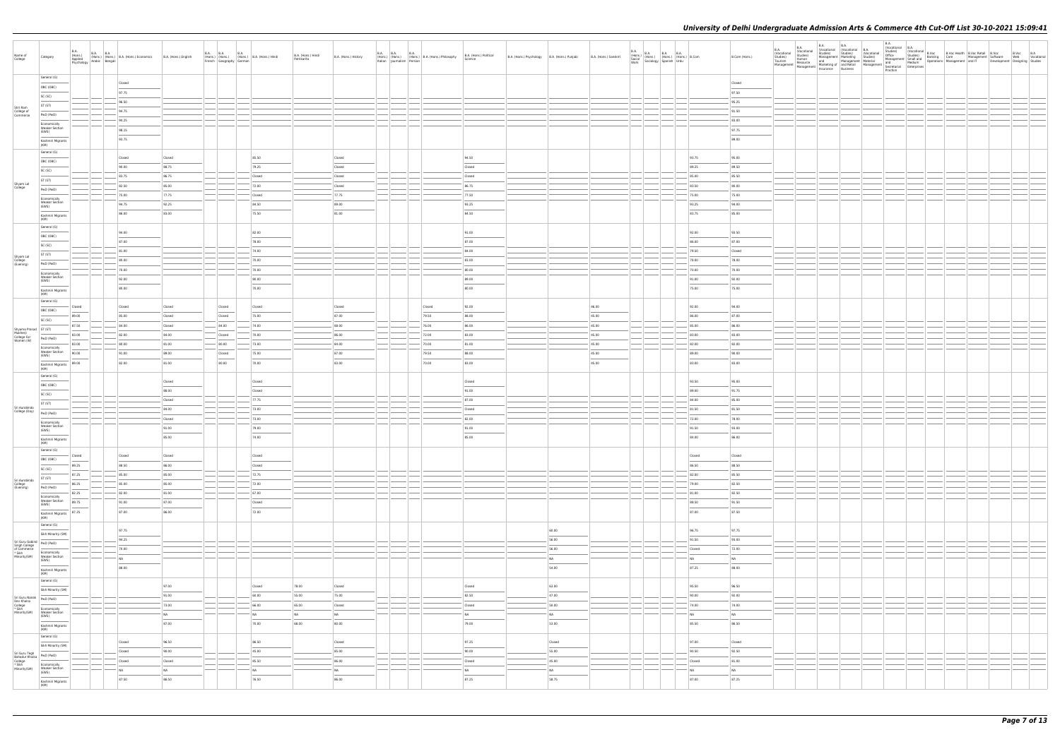# University of Delhi Undergraduate Admission Arts & Commerce 4th Cut-Off List 30-10-2021 15:09:41

| Name of College | Category | B.A. (Hons.) Applied Psychology | B.A. (Hons.) Arabic | B.A. (Hons.) Bengali | B.A. (Hons.) Economics | B.A. (Hons.) English | B.A. (Hons.) French | B.A. (Hons.) Geography | B.A. (Hons.) German | B.A. (Hons.) Hindi | B.A. (Hons.) Hindi Patrikarita | B.A. (Hons.) History | B.A. (Hons.) Italian | B.A. (Hons.) Journalism | B.A. (Hons.) Persian | B.A. (Hons.) Philosophy | B.A. (Hons.) Political Science | B.A. (Hons.) Psychology | B.A. (Hons.) Punjabi | B.A. (Hons.) Sanskrit | B.A. (Hons.) Social Work | B.A. (Hons.) Sociology | B.A. (Hons.) Spanish | B.A. (Hons.) Urdu | B.Com | B.Com (Hons.) | B.A. (Vocational Studies) Tourism Management | B.A. (Vocational Studies) Human Resource Management | B.A. (Vocational Studies) Management and Marketing of Insurance | B.A. (Vocational Studies) Marketing Management and Retail Business | B.A. (Vocational Studies) Material Management | B.A. (Vocational Studies) Office Management and Secretarial Practice | B.A. (Vocational Studies) Small and Medium Enterprises | B.Voc Banking Operations | B.Voc Health Care Management | B.Voc Retail Management and IT | B.Voc Software Development | B.Voc Web Designing | B.A Vocational Studies |
|---|---|---|---|---|---|---|---|---|---|---|---|---|---|---|---|---|---|---|---|---|---|---|---|---|---|---|---|---|---|---|---|---|---|---|---|---|---|---|---|
| Shri Ram College of Commerce | General (G) | | | | Closed | | | | | | | | | | | | | | | | | | | | | Closed | | | | | | | | | | | | | |
| | OBC (OBC) | | | | 97.75 | | | | | | | | | | | | | | | | | | | | | 97.50 | | | | | | | | | | | | | |
| | SC (SC) | | | | 96.50 | | | | | | | | | | | | | | | | | | | | | 95.25 | | | | | | | | | | | | | |
| | ST (ST) | | | | 94.75 | | | | | | | | | | | | | | | | | | | | | 93.50 | | | | | | | | | | | | | |
| | PwD (PwD) | | | | 94.25 | | | | | | | | | | | | | | | | | | | | | 93.00 | | | | | | | | | | | | | |
| | Economically Weaker Section (EWS) | | | | 98.15 | | | | | | | | | | | | | | | | | | | | | 97.75 | | | | | | | | | | | | | |
| | Kashmiri Migrants (KM) | | | | 93.75 | | | | | | | | | | | | | | | | | | | | | 89.00 | | | | | | | | | | | | | |
| Shyam Lal College | General (G) | | | | Closed | Closed | | | | 85.50 | | Closed | | | | | 94.50 | | | | | | | | 93.75 | 95.00 | | | | | | | | | | | | | |
| | OBC (OBC) | | | | 90.00 | 88.75 | | | | 79.25 | | Closed | | | | | Closed | | | | | | | | 89.25 | 89.50 | | | | | | | | | | | | | |
| | SC (SC) | | | | 83.75 | 86.75 | | | | Closed | | Closed | | | | | Closed | | | | | | | | 85.00 | 85.50 | | | | | | | | | | | | | |
| | ST (ST) | | | | 82.50 | 85.00 | | | | 72.00 | | Closed | | | | | 86.75 | | | | | | | | 83.50 | 80.00 | | | | | | | | | | | | | |
| | PwD (PwD) | | | | 75.00 | 77.75 | | | | Closed | | 77.75 | | | | | 77.50 | | | | | | | | 75.00 | 75.00 | | | | | | | | | | | | | |
| | Economically Weaker Section (EWS) | | | | 94.75 | 92.25 | | | | 84.50 | | 89.00 | | | | | 93.25 | | | | | | | | 93.25 | 94.00 | | | | | | | | | | | | | |
| | Kashmiri Migrants (KM) | | | | 86.00 | 83.00 | | | | 75.50 | | 81.00 | | | | | 84.50 | | | | | | | | 83.75 | 85.00 | | | | | | | | | | | | | |
| Shyam Lal College (Evening) | General (G) | | | | 94.00 | | | | | 82.00 | | | | | | | 91.00 | | | | | | | | 92.00 | 93.50 | | | | | | | | | | | | | |
| | OBC (OBC) | | | | 87.00 | | | | | 78.00 | | | | | | | 87.00 | | | | | | | | 86.00 | 87.00 | | | | | | | | | | | | | |
| | SC (SC) | | | | 81.00 | | | | | 74.00 | | | | | | | 84.00 | | | | | | | | 79.50 | Closed | | | | | | | | | | | | | |
| | ST (ST) | | | | 80.00 | | | | | 70.00 | | | | | | | 83.00 | | | | | | | | 78.00 | 78.00 | | | | | | | | | | | | | |
| | PwD (PwD) | | | | 78.00 | | | | | 70.00 | | | | | | | 80.00 | | | | | | | | 70.00 | 70.00 | | | | | | | | | | | | | |
| | Economically Weaker Section (EWS) | | | | 92.00 | | | | | 80.00 | | | | | | | 89.00 | | | | | | | | 91.00 | 92.00 | | | | | | | | | | | | | |
| | Kashmiri Migrants (KM) | | | | 88.00 | | | | | 70.00 | | | | | | | 80.00 | | | | | | | | 75.00 | 75.00 | | | | | | | | | | | | | |
| Shyama Prasad Mukherji College For Women (W) | General (G) | Closed | | | Closed | Closed | | Closed | | Closed | | Closed | | | | Closed | 92.00 | | | 46.00 | | | | | 92.00 | 94.00 | | | | | | | | | | | | | |
| | OBC (OBC) | 89.00 | | | 85.00 | Closed | | Closed | | 75.00 | | 87.00 | | | | 79.50 | 88.00 | | | 45.00 | | | | | 86.00 | 87.00 | | | | | | | | | | | | | |
| | SC (SC) | 87.50 | | | 84.00 | Closed | | 84.00 | | 74.00 | | 88.00 | | | | 76.00 | 86.00 | | | 45.00 | | | | | 85.00 | 86.00 | | | | | | | | | | | | | |
| | ST (ST) | 83.00 | | | 82.00 | 84.00 | | Closed | | 70.00 | | 86.00 | | | | 72.00 | 83.00 | | | 45.00 | | | | | 83.00 | 83.00 | | | | | | | | | | | | | |
| | PwD (PwD) | 83.00 | | | 80.00 | 81.00 | | 80.00 | | 73.00 | | 84.00 | | | | 70.00 | 81.00 | | | 45.00 | | | | | 82.00 | 82.00 | | | | | | | | | | | | | |
| | Economically Weaker Section (EWS) | 90.00 | | | 91.00 | 89.00 | | Closed | | 75.00 | | 87.00 | | | | 79.50 | 88.00 | | | 45.00 | | | | | 89.00 | 90.00 | | | | | | | | | | | | | |
| | Kashmiri Migrants (KM) | 89.00 | | | 82.00 | 81.00 | | 80.00 | | 70.00 | | 83.00 | | | | 70.00 | 83.00 | | | 45.00 | | | | | 83.00 | 83.00 | | | | | | | | | | | | | |
| Sri Aurobindo College (Day) | General (G) | | | | | Closed | | | | Closed | | | | | | | Closed | | | | | | | | 93.50 | 95.00 | | | | | | | | | | | | | |
| | OBC (OBC) | | | | | 88.00 | | | | Closed | | | | | | | 91.00 | | | | | | | | 89.00 | 91.75 | | | | | | | | | | | | | |
| | SC (SC) | | | | | Closed | | | | 77.75 | | | | | | | 87.00 | | | | | | | | 84.00 | 85.00 | | | | | | | | | | | | | |
| | ST (ST) | | | | | 84.00 | | | | 73.00 | | | | | | | Closed | | | | | | | | 81.50 | 81.50 | | | | | | | | | | | | | |
| | PwD (PwD) | | | | | Closed | | | | 73.00 | | | | | | | 82.00 | | | | | | | | 72.00 | 78.00 | | | | | | | | | | | | | |
| | Economically Weaker Section (EWS) | | | | | 91.00 | | | | 79.00 | | | | | | | 91.00 | | | | | | | | 91.50 | 93.00 | | | | | | | | | | | | | |
| | Kashmiri Migrants (KM) | | | | | 85.00 | | | | 74.00 | | | | | | | 85.00 | | | | | | | | 84.00 | 86.00 | | | | | | | | | | | | | |
| Sri Aurobindo College (Evening) | General (G) | Closed | | | Closed | Closed | | | | Closed | | | | | | | | | | | | | | | Closed | Closed | | | | | | | | | | | | | |
| | OBC (OBC) | 89.25 | | | 88.50 | 86.00 | | | | Closed | | | | | | | | | | | | | | | 86.50 | 88.50 | | | | | | | | | | | | | |
| | SC (SC) | 87.25 | | | 85.00 | 85.00 | | | | 72.75 | | | | | | | | | | | | | | | 82.00 | 85.50 | | | | | | | | | | | | | |
| | ST (ST) | 86.25 | | | 85.00 | 85.00 | | | | 72.00 | | | | | | | | | | | | | | | 79.00 | 82.50 | | | | | | | | | | | | | |
| | PwD (PwD) | 82.25 | | | 82.00 | 81.00 | | | | 67.00 | | | | | | | | | | | | | | | 81.00 | 82.50 | | | | | | | | | | | | | |
| | Economically Weaker Section (EWS) | 89.75 | | | 91.00 | 87.00 | | | | Closed | | | | | | | | | | | | | | | 88.50 | 91.50 | | | | | | | | | | | | | |
| | Kashmiri Migrants (KM) | 87.25 | | | 87.00 | 86.00 | | | | 72.00 | | | | | | | | | | | | | | | 87.00 | 87.50 | | | | | | | | | | | | | |
| Sri Guru Gobind Singh College of Commerce * Sikh Minority(SM) | General (G) | | | | 97.75 | | | | | | | | | | | | | | 60.00 | | | | | | 96.75 | 97.75 | | | | | | | | | | | | | |
| | Sikh Minority (SM) | | | | 94.25 | | | | | | | | | | | | | | 56.00 | | | | | | 91.50 | 93.00 | | | | | | | | | | | | | |
| | PwD (PwD) | | | | 78.00 | | | | | | | | | | | | | | 56.00 | | | | | | Closed | 72.00 | | | | | | | | | | | | | |
| | Economically Weaker Section (EWS) | | | | NA | | | | | | | | | | | | | | NA | | | | | | NA | NA | | | | | | | | | | | | | |
| | Kashmiri Migrants (KM) | | | | 88.00 | | | | | | | | | | | | | | 54.00 | | | | | | 87.25 | 88.00 | | | | | | | | | | | | | |
| Sri Guru Nanak Dev Khalsa College * Sikh Minority(SM) | General (G) | | | | | 97.00 | | | | Closed | 78.00 | Closed | | | | | Closed | | 63.00 | | | | | | 95.50 | 96.50 | | | | | | | | | | | | | |
| | Sikh Minority (SM) | | | | | 91.00 | | | | 60.00 | 55.00 | 75.00 | | | | | 82.50 | | 47.00 | | | | | | 90.00 | 92.00 | | | | | | | | | | | | | |
| | PwD (PwD) | | | | | 73.00 | | | | 66.00 | 65.00 | Closed | | | | | Closed | | 50.00 | | | | | | 74.00 | 74.00 | | | | | | | | | | | | | |
| | Economically Weaker Section (EWS) | | | | | NA | | | | NA | NA | NA | | | | | NA | | NA | | | | | | NA | NA | | | | | | | | | | | | | |
| | Kashmiri Migrants (KM) | | | | | 87.00 | | | | 70.00 | 68.00 | 80.00 | | | | | 79.00 | | 53.00 | | | | | | 85.50 | 86.50 | | | | | | | | | | | | | |
| Sri Guru Tegh Bahadur Khalsa College * Sikh Minority(SM) | General (G) | | | | Closed | 96.50 | | | | 86.50 | | Closed | | | | | 97.25 | | Closed | | | | | | 97.00 | Closed | | | | | | | | | | | | | |
| | Sikh Minority (SM) | | | | Closed | 90.00 | | | | 45.00 | | 85.00 | | | | | 90.00 | | 55.00 | | | | | | 90.50 | 92.50 | | | | | | | | | | | | | |
| | PwD (PwD) | | | | Closed | Closed | | | | 65.50 | | 86.00 | | | | | Closed | | 45.00 | | | | | | Closed | 91.00 | | | | | | | | | | | | | |
| | Economically Weaker Section (EWS) | | | | NA | NA | | | | NA | | NA | | | | | NA | | NA | | | | | | NA | NA | | | | | | | | | | | | | |
| | Kashmiri Migrants (KM) | | | | 87.50 | 86.50 | | | | 76.50 | | 86.00 | | | | | 87.25 | | 58.75 | | | | | | 87.00 | 87.25 | | | | | | | | | | | | | |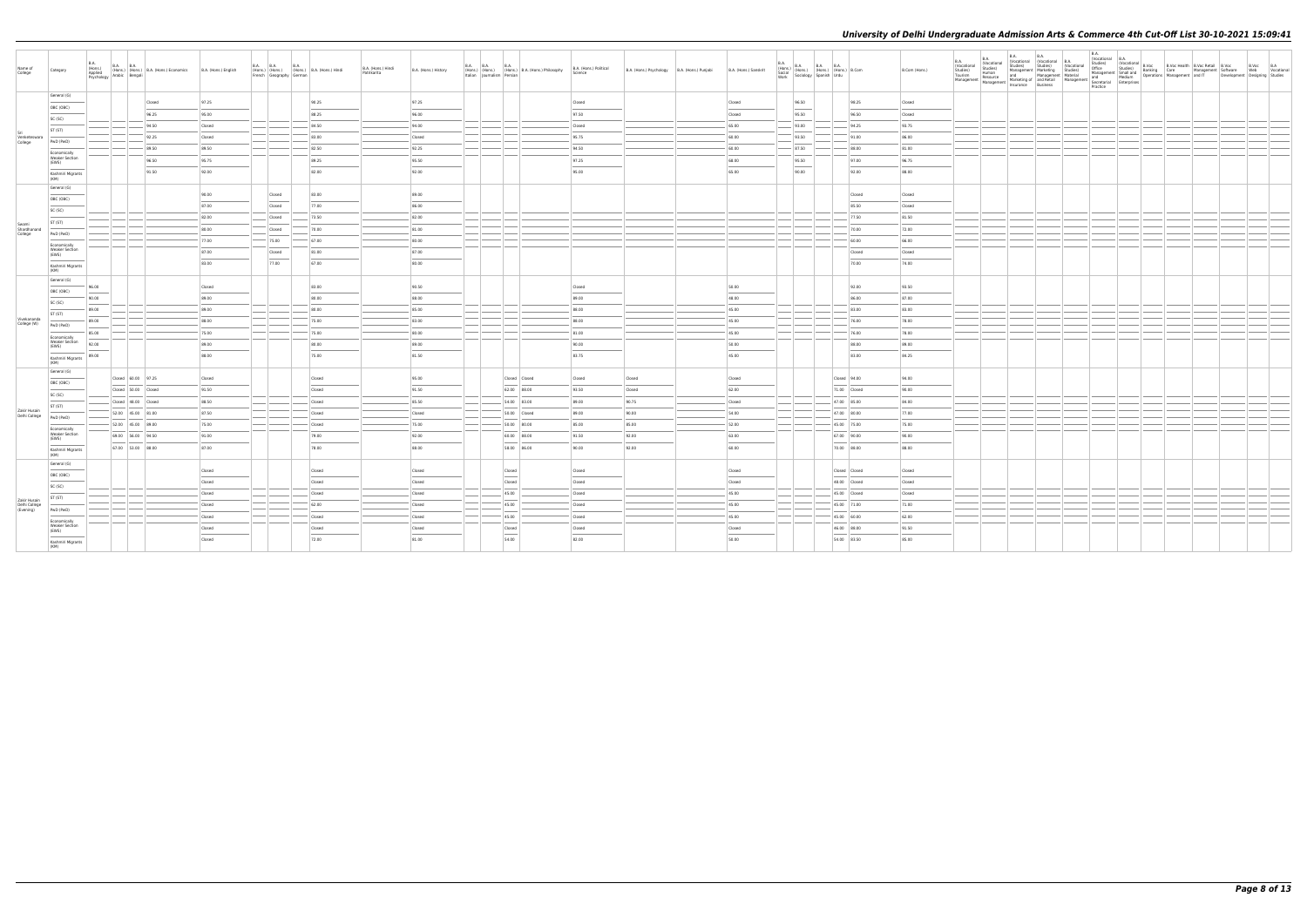| Name of College | Category | B.A. (Hons.) Applied Psychology | B.A. (Hons.) Arabic | B.A. (Hons.) Bengali | B.A. (Hons.) Economics | B.A. (Hons.) English | B.A. (Hons.) French | B.A. (Hons.) Geography | B.A. (Hons.) German | B.A. (Hons.) Hindi | B.A. (Hons.) Hindi Patrakarita | B.A. (Hons.) History | B.A. (Hons.) Italian | B.A. (Hons.) Journalism | B.A. (Hons.) Persian | B.A. (Hons.) Philosophy | B.A. (Hons.) Political Science | B.A. (Hons.) Psychology | B.A. (Hons.) Punjabi | B.A. (Hons.) Sanskrit | B.A. (Hons.) Social Work | B.A. (Hons.) Sociology | B.A. (Hons.) Spanish | B.A. (Hons.) Urdu | B.Com | B.Com (Hons.) | B.A. (Vocational Studies) Tourism Management | B.A. (Vocational Studies) Human Resource Management | B.A. (Vocational Studies) Management and Marketing of Insurance | B.A. (Vocational Studies) Marketing Management and Retail Business | B.A. (Vocational Studies) Material Management | B.A. (Vocational Studies) Office Management and Secretarial Practice | B.A. (Vocational Studies) Small and Medium Enterprises | B.Voc Banking Operations | B.Voc Health Care Management | B.Voc Retail Management and IT | B.Voc Software Development | B.Voc Web Designing | B.A Vocational Studies |
|---|---|---|---|---|---|---|---|---|---|---|---|---|---|---|---|---|---|---|---|---|---|---|---|---|---|---|---|---|---|---|---|---|---|---|---|---|---|---|
| Sri Venkateswara College | General (G) | | | | Closed | 97.25 | | | | 90.25 | | 97.25 | | | | | Closed | | | Closed | | 96.50 | | | 98.25 | Closed | | | | | | | | | | | | | |
| | OBC (OBC) | | | | 96.25 | 95.00 | | | | 88.25 | | 96.00 | | | | | 97.50 | | | Closed | | 95.50 | | | 96.50 | Closed | | | | | | | | | | | | | |
| | SC (SC) | | | | 94.50 | Closed | | | | 84.50 | | 94.00 | | | | | Closed | | | 65.00 | | 93.00 | | | 94.25 | 93.75 | | | | | | | | | | | | | |
| | ST (ST) | | | | 92.25 | Closed | | | | 83.00 | | Closed | | | | | 95.75 | | | 68.00 | | 93.50 | | | 91.00 | 86.00 | | | | | | | | | | | | | |
| | PwD (PwD) | | | | 89.50 | 89.50 | | | | 82.50 | | 92.25 | | | | | 94.50 | | | 68.00 | | 87.50 | | | 88.00 | 81.00 | | | | | | | | | | | | | |
| | Economically Weaker Section (EWS) | | | | 96.50 | 95.75 | | | | 89.25 | | 95.50 | | | | | 97.25 | | | 68.00 | | 95.50 | | | 97.00 | 96.75 | | | | | | | | | | | | | |
| | Kashmiri Migrants (KM) | | | | 91.50 | 92.00 | | | | 82.00 | | 92.00 | | | | | 95.00 | | | 65.00 | | 90.00 | | | 92.00 | 88.00 | | | | | | | | | | | | | |
| Swami Shraddhanand College | General (G) | | | | | 90.00 | | Closed | | 83.00 | | 89.00 | | | | | | | | | | | | | Closed | Closed | | | | | | | | | | | | | |
| | OBC (OBC) | | | | | 87.00 | | Closed | | 77.00 | | 86.00 | | | | | | | | | | | | | 85.50 | Closed | | | | | | | | | | | | | |
| | SC (SC) | | | | | 82.00 | | Closed | | 73.50 | | 82.00 | | | | | | | | | | | | | 77.50 | 81.50 | | | | | | | | | | | | | |
| | ST (ST) | | | | | 80.00 | | Closed | | 70.00 | | 81.00 | | | | | | | | | | | | | 70.00 | 72.00 | | | | | | | | | | | | | |
| | PwD (PwD) | | | | | 77.00 | | 75.00 | | 67.00 | | 80.00 | | | | | | | | | | | | | 60.00 | 66.00 | | | | | | | | | | | | | |
| | Economically Weaker Section (EWS) | | | | | 87.00 | | Closed | | 81.00 | | 87.00 | | | | | | | | | | | | | Closed | Closed | | | | | | | | | | | | | |
| | Kashmiri Migrants (KM) | | | | | 83.00 | | 77.00 | | 67.00 | | 80.00 | | | | | | | | | | | | | 70.00 | 74.00 | | | | | | | | | | | | | |
| Vivekananda College (W) | General (G) | 96.00 | | | | Closed | | | | 83.00 | | 90.50 | | | | | Closed | | | 58.00 | | | | | 92.00 | 93.50 | | | | | | | | | | | | | |
| | OBC (OBC) | 90.00 | | | | 89.00 | | | | 80.00 | | 88.00 | | | | | 89.00 | | | 48.00 | | | | | 86.00 | 87.00 | | | | | | | | | | | | | |
| | SC (SC) | 89.00 | | | | 89.00 | | | | 80.00 | | 85.00 | | | | | 88.00 | | | 45.00 | | | | | 83.00 | 83.00 | | | | | | | | | | | | | |
| | ST (ST) | 89.00 | | | | 88.00 | | | | 75.00 | | 83.00 | | | | | 88.00 | | | 45.00 | | | | | 76.00 | 78.00 | | | | | | | | | | | | | |
| | PwD (PwD) | 85.00 | | | | 75.00 | | | | 75.00 | | 80.00 | | | | | 81.00 | | | 45.00 | | | | | 76.00 | 78.00 | | | | | | | | | | | | | |
| | Economically Weaker Section (EWS) | 92.00 | | | | 89.00 | | | | 80.00 | | 89.00 | | | | | 90.00 | | | 58.00 | | | | | 88.00 | 89.00 | | | | | | | | | | | | | |
| | Kashmiri Migrants (KM) | 89.00 | | | | 88.00 | | | | 75.00 | | 81.50 | | | | | 83.75 | | | 45.00 | | | | | 83.00 | 84.25 | | | | | | | | | | | | | |
| Zakir Husain Delhi College | General (G) | | Closed | 60.00 | 97.25 | Closed | | | | Closed | | 95.00 | | | Closed | Closed | Closed | Closed | | Closed | | | | Closed | 94.00 | 94.00 | | | | | | | | | | | | | |
| | OBC (OBC) | | Closed | 50.00 | Closed | 91.50 | | | | Closed | | 91.50 | | | 62.00 | 80.00 | 93.50 | Closed | | 62.00 | | | | 71.00 | Closed | 90.00 | | | | | | | | | | | | | |
| | SC (SC) | | Closed | 48.00 | Closed | 88.50 | | | | Closed | | 85.50 | | | 54.00 | 83.00 | 89.00 | 90.75 | | Closed | | | | 47.00 | 85.00 | 84.00 | | | | | | | | | | | | | |
| | ST (ST) | | 52.00 | 45.00 | 91.00 | 87.50 | | | | Closed | | Closed | | | 50.00 | Closed | 89.00 | 90.00 | | 54.00 | | | | 47.00 | 80.00 | 77.00 | | | | | | | | | | | | | |
| | PwD (PwD) | | 52.00 | 45.00 | 89.00 | 75.00 | | | | Closed | | 75.00 | | | 50.00 | 80.00 | 85.00 | 85.00 | | 52.00 | | | | 45.00 | 75.00 | 75.00 | | | | | | | | | | | | | |
| | Economically Weaker Section (EWS) | | 69.00 | 56.00 | 94.50 | 91.00 | | | | 79.00 | | 92.00 | | | 60.00 | 80.00 | 91.50 | 92.00 | | 63.00 | | | | 67.00 | 90.00 | 90.00 | | | | | | | | | | | | | |
| | Kashmiri Migrants (KM) | | 67.00 | 53.00 | 88.00 | 87.00 | | | | 78.00 | | 88.00 | | | 58.00 | 86.00 | 90.00 | 92.00 | | 66.00 | | | | 70.00 | 80.00 | 88.00 | | | | | | | | | | | | | |
| Zakir Husain Delhi College (Evening) | General (G) | | | | | Closed | | | | Closed | | Closed | | | | Closed | Closed | | | Closed | | | | Closed | Closed | Closed | | | | | | | | | | | | | |
| | OBC (OBC) | | | | | Closed | | | | Closed | | Closed | | | | Closed | Closed | | | Closed | | | | 48.00 | Closed | Closed | | | | | | | | | | | | | |
| | SC (SC) | | | | | Closed | | | | Closed | | Closed | | | | 45.00 | Closed | | | 45.00 | | | | 45.00 | Closed | Closed | | | | | | | | | | | | | |
| | ST (ST) | | | | | Closed | | | | 62.00 | | Closed | | | | 45.00 | Closed | | | 45.00 | | | | 45.00 | 71.00 | 71.00 | | | | | | | | | | | | | |
| | PwD (PwD) | | | | | Closed | | | | Closed | | Closed | | | | 45.00 | Closed | | | 45.00 | | | | 45.00 | 60.00 | 62.00 | | | | | | | | | | | | | |
| | Economically Weaker Section (EWS) | | | | | Closed | | | | Closed | | Closed | | | | Closed | Closed | | | Closed | | | | 46.00 | 88.00 | 91.50 | | | | | | | | | | | | | |
| | Kashmiri Migrants (KM) | | | | | Closed | | | | 72.00 | | 81.00 | | | | 54.00 | 82.00 | | | 58.00 | | | | 54.00 | 83.50 | 85.00 | | | | | | | | | | | | | |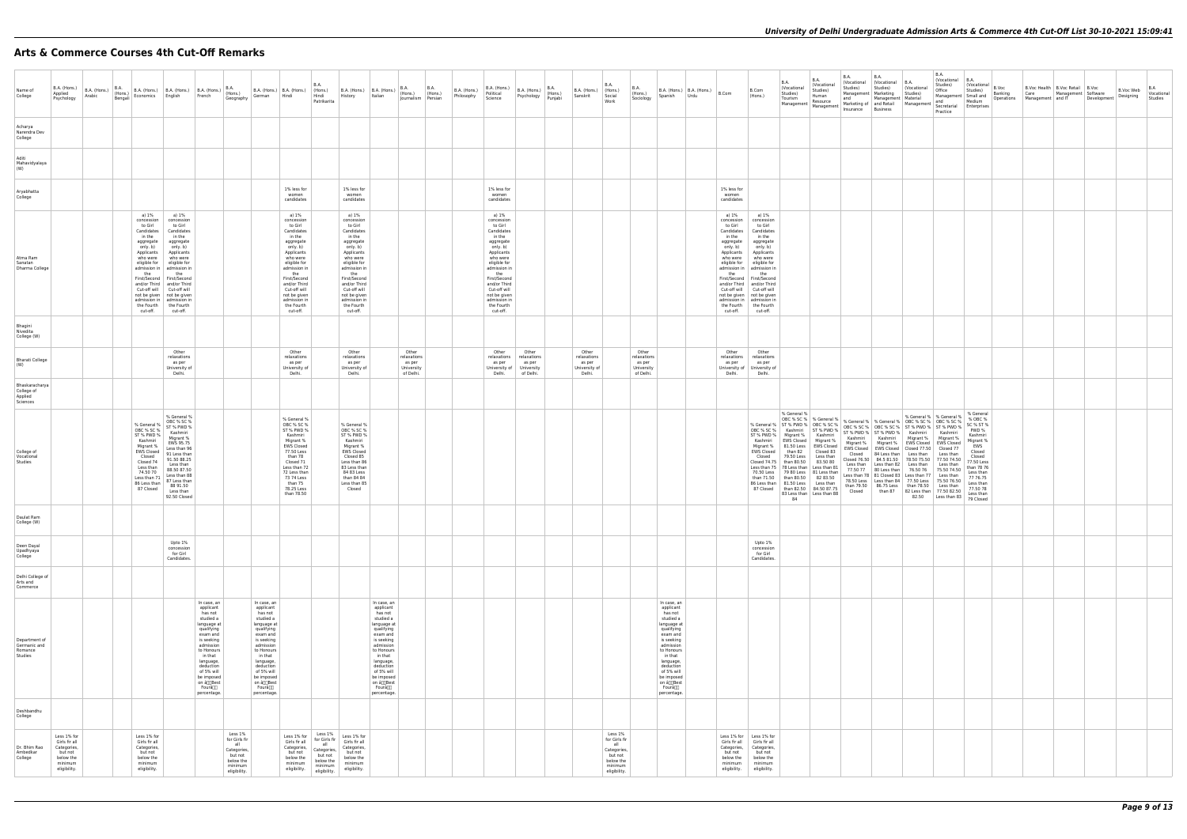# Arts & Commerce Courses 4th Cut-Off Remarks

| Name of College | B.A. (Hons.) Applied Psychology | B.A. (Hons.) Arabic | B.A. (Hons.) Bengali | B.A. (Hons.) Economics | B.A. (Hons.) English | B.A. (Hons.) French | B.A. (Hons.) Geography | B.A. (Hons.) German | B.A. (Hons.) Hindi | B.A. (Hons.) Hindi Patrikarita | B.A. (Hons.) History | B.A. (Hons.) Italian | B.A. (Hons.) Journalism | B.A. (Hons.) Persian | B.A. (Hons.) Philosophy | B.A. (Hons.) Political Science | B.A. (Hons.) Psychology | B.A. (Hons.) Punjabi | B.A. (Hons.) Sanskrit | B.A. (Hons.) Social Work | B.A. (Hons.) Sociology | B.A. (Hons.) Spanish | B.A. (Hons.) Urdu | B.Com | B.Com (Hons.) | B.A. (Vocational Studies) Tourism Management | B.A. (Vocational Studies) Human Resource Management | B.A. (Vocational Studies) Management and Marketing of Insurance | B.A. (Vocational Studies) Marketing Management and Retail Business | B.A. (Vocational Studies) Material Management | B.A. (Vocational Studies) Office Management and Secretarial Practice | B.A. (Vocational Studies) Small and Medium Enterprises | B.Voc Banking Operations | B.Voc Health Care | B.Voc Retail Management and IT | B.Voc Software Development | B.Voc Web Designing | B.A Vocational Studies |
|---|---|---|---|---|---|---|---|---|---|---|---|---|---|---|---|---|---|---|---|---|---|---|---|---|---|---|---|---|---|---|---|---|---|---|---|---|---|---|
| Acharya Narendra Dev College | | | | | | | | | | | | | | | | | | | | | | | | | | | | | | | | | | | | | | |
| Aditi Mahavidyalaya (W) | | | | | | | | | | | | | | | | | | | | | | | | | | | | | | | | | | | | | | |
| Aryabhatta College | | | | | | | | | 1% less for women candidates | | 1% less for women candidates | | | | | 1% less for women candidates | | | | | | | | 1% less for women candidates | | | | | | | | | | | | | | |
| Atma Ram Sanatan Dharma College | | | | a) 1% concession to Girl Candidates in the aggregate only. b) Applicants who were eligible for admission in the First/Second and/or Third Cut-off will not be given admission in the Fourth cut-off. | a) 1% concession to Girl Candidates in the aggregate only. b) Applicants who were eligible for admission in the First/Second and/or Third Cut-off will not be given admission in the Fourth cut-off. | | | | a) 1% concession to Girl Candidates in the aggregate only. b) Applicants who were eligible for admission in the First/Second and/or Third Cut-off will not be given admission in the Fourth cut-off. | | a) 1% concession to Girl Candidates in the aggregate only. b) Applicants who were eligible for admission in the First/Second and/or Third Cut-off will not be given admission in the Fourth cut-off. | | | | | a) 1% concession to Girl Candidates in the aggregate only. b) Applicants who were eligible for admission in the First/Second and/or Third Cut-off will not be given admission in the Fourth cut-off. | | | | | | | | a) 1% concession to Girl Candidates in the aggregate only. b) Applicants who were eligible for admission in the First/Second and/or Third Cut-off will not be given admission in the Fourth cut-off. | a) 1% concession to Girl Candidates in the aggregate only. b) Applicants who were eligible for admission in the First/Second and/or Third Cut-off will not be given admission in the Fourth cut-off. | | | | | | | | | | | | | |
| Bhagini Nivedita College (W) | | | | | | | | | | | | | | | | | | | | | | | | | | | | | | | | | | | | | | |
| Bharati College (W) | | | | | Other relaxations as per University of Delhi. | | | | Other relaxations as per University of Delhi. | | Other relaxations as per University of Delhi. | | Other relaxations as per University of Delhi. | | | Other relaxations as per University of Delhi. | Other relaxations as per University of Delhi. | | Other relaxations as per University of Delhi. | | Other relaxations as per University of Delhi. | | | Other relaxations as per University of Delhi. | Other relaxations as per University of Delhi. | | | | | | | | | | | | | |
| Bhaskaracharya College of Applied Sciences | | | | | | | | | | | | | | | | | | | | | | | | | | | | | | | | | | | | | | |
| College of Vocational Studies | | | | % General % OBC % SC % ST % PWD % Kashmiri Migrant % EWS Closed Closed 74 Less than 74.50 70 Less than 71 86 Less than 87 Closed | % General % OBC % SC % ST % PWD % Kashmiri Migrant % EWS 95.75 Less than 96 91 Less than 91.50 88.25 Less than 88.50 87.50 Less than 88 87 Less than 88 91.50 Less than 92.50 Closed | | | | % General % OBC % SC % ST % PWD % Kashmiri Migrant % EWS Closed 77.50 Less than 78 Closed 71 Less than 72 72 Less than 73 74 Less than 75 78.25 Less than 78.50 | | % General % OBC % SC % ST % PWD % Kashmiri Migrant % EWS Closed Closed 85 Less than 86 83 Less than 84 83 Less than 84 84 Less than 85 Closed | | | | | | | | | | | | | | % General % OBC % SC % ST % PWD % Kashmiri Migrant % EWS Closed Closed 74.75 Less than 75 70.50 Less than 71.50 86 Less than 87 Closed | % General % OBC % SC % ST % PWD % Kashmiri Migrant % EWS Closed 81.50 Less than 82 79.50 Less than 80.50 78 Less than 79 80 Less than 80.50 81.50 Less than 82.50 83 Less than 84 | % General % OBC % SC % ST % PWD % Kashmiri Migrant % EWS Closed Closed 83 Less than 83.50 80 Less than 81 81 Less than 82 83.50 Less than 84.50 87.75 Less than 88 | % General % OBC % SC % ST % PWD % Kashmiri Migrant % EWS Closed Closed 76.50 Less than 77.50 77 Less than 78 78.50 Less than 79.50 Closed | % General % OBC % SC % ST % PWD % Kashmiri Migrant % EWS Closed 84 Less than 84.5 81.50 Less than 82 80 Less than 81 Closed 83 Less than 84 86.75 Less than 87 | % General % OBC % SC % ST % PWD % Kashmiri Migrant % EWS Closed Closed 77.50 Less than 78.50 75.50 Less than 76.50 76 Less than 77 77.50 Less than 78.50 82 Less than 82.50 | % General % OBC % SC % ST % PWD % Kashmiri Migrant % EWS Closed Closed 77 Less than 77.50 74.50 Less than 75.50 74.50 Less than 75.50 76.50 Less than 77.50 82.50 Less than 83 | % General % OBC % SC % ST % PWD % Kashmiri Migrant % EWS Closed Closed 77.50 Less than 78 76 Less than 77 76.75 Less than 77.50 78 Less than 79 Closed | | | | | | |
| Daulat Ram College (W) | | | | | | | | | | | | | | | | | | | | | | | | | | | | | | | | | | | | | | |
| Deen Dayal Upadhyaya College | | | | | Upto 1% concession for Girl Candidates. | | | | | | | | | | | | | | | | | | | | Upto 1% concession for Girl Candidates. | | | | | | | | | | | | | |
| Delhi College of Arts and Commerce | | | | | | | | | | | | | | | | | | | | | | | | | | | | | | | | | | | | | | |
| Department of Germanic and Romance Studies | | | | | | In case, an applicant has not studied a language at qualifying exam and is seeking admission to Honours in that language, deduction of 5% will be imposed on â€œBest Fourâ€ percentage. | | In case, an applicant has not studied a language at qualifying exam and is seeking admission to Honours in that language, deduction of 5% will be imposed on â€œBest Fourâ€ percentage. | | | | In case, an applicant has not studied a language at qualifying exam and is seeking admission to Honours in that language, deduction of 5% will be imposed on â€œBest Fourâ€ percentage. | | | | | | | | | | In case, an applicant has not studied a language at qualifying exam and is seeking admission to Honours in that language, deduction of 5% will be imposed on â€œBest Fourâ€ percentage. | | | | | | | | | | | | | | | | |
| Deshbandhu College | | | | | | | | | | | | | | | | | | | | | | | | | | | | | | | | | | | | | | |
| Dr. Bhim Rao Ambedkar College | Less 1% for Girls fir all Categories, but not below the minimum eligibility. | | | Less 1% for Girls fir all Categories, but not below the minimum eligibility. | | | Less 1% for Girls fir all Categories, but not below the minimum eligibility. | | Less 1% for Girls fir all Categories, but not below the minimum eligibility. | Less 1% for Girls fir all Categories, but not below the minimum eligibility. | Less 1% for Girls fir all Categories, but not below the minimum eligibility. | | | | | | | | | Less 1% for Girls fir all Categories, but not below the minimum eligibility. | | | | Less 1% for Girls fir all Categories, but not below the minimum eligibility. | Less 1% for Girls fir all Categories, but not below the minimum eligibility. | | | | | | | | | | | | | |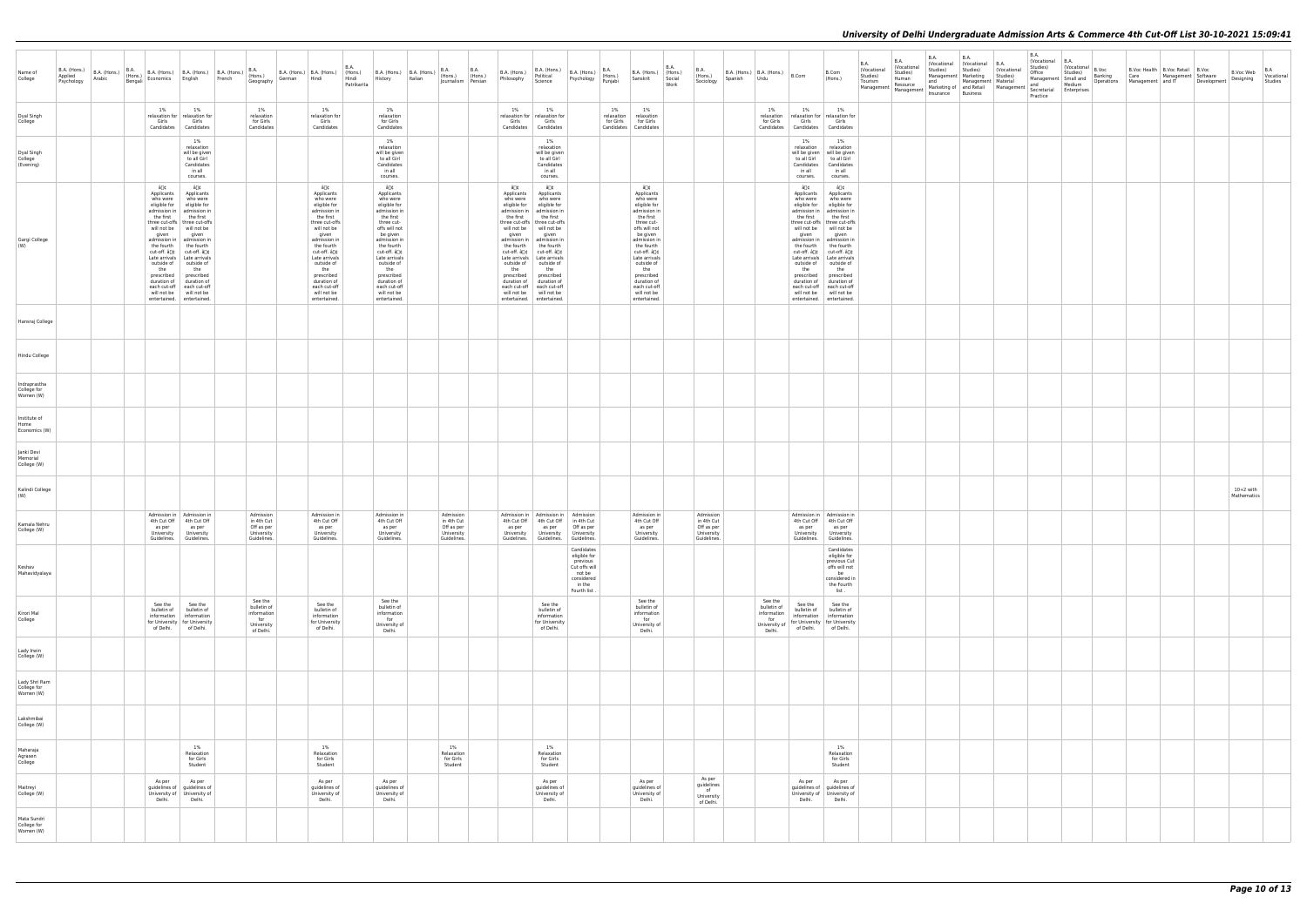| Name of College | B.A. (Hons.) Applied Psychology | B.A. (Hons.) Arabic | B.A. (Hons.) Bengali | B.A. (Hons.) Economics | B.A. (Hons.) English | B.A. (Hons.) French | B.A. (Hons.) Geography | B.A. (Hons.) German | B.A. (Hons.) Hindi | B.A. (Hons.) Hindi Patrikarita | B.A. (Hons.) History | B.A. (Hons.) Italian | B.A. (Hons.) Journalism | B.A. (Hons.) Persian | B.A. (Hons.) Philosophy | B.A. (Hons.) Political Science | B.A. (Hons.) Psychology | B.A. (Hons.) Punjabi | B.A. (Hons.) Sanskrit | B.A. (Hons.) Social Work | B.A. (Hons.) Sociology | B.A. (Hons.) Spanish | B.A. (Hons.) Urdu | B.Com | B.Com (Hons.) | B.A. (Vocational Studies) Tourism Management | B.A. (Vocational Studies) Human Resource Management | B.A. (Vocational Studies) Management and Marketing of Insurance | B.A. (Vocational Studies) Marketing Management and Retail Business | B.A. (Vocational Studies) Material Management | B.A. (Vocational Studies) Office Management and Secretarial Practice | B.A. (Vocational Studies) Small and Medium Enterprises | B.Voc Banking Operations | B.Voc Health Care Management | B.Voc Retail Management and IT | B.Voc Software Development | B.Voc Web Designing | B.A Vocational Studies |
|---|---|---|---|---|---|---|---|---|---|---|---|---|---|---|---|---|---|---|---|---|---|---|---|---|---|---|---|---|---|---|---|---|---|---|---|---|---|---|
| Dyal Singh College | | | | 1% relaxation for Girls Candidates | 1% relaxation for Girls Candidates | | 1% relaxation for Girls Candidates | | 1% relaxation for Girls Candidates | | 1% relaxation for Girls Candidates | | | | 1% relaxation for Girls Candidates | 1% relaxation for Girls Candidates | | 1% relaxation for Girls Candidates | 1% relaxation for Girls Candidates | | | | 1% relaxation for Girls Candidates | 1% relaxation for Girls Candidates | 1% relaxation for Girls Candidates | | | | | | | | | | | | | |
| Dyal Singh College (Evening) | | | | | 1% relaxation will be given to all Girl Candidates in all courses. | | | | | | 1% relaxation will be given to all Girl Candidates in all courses. | | | | | 1% relaxation will be given to all Girl Candidates in all courses. | | | | | | | | 1% relaxation will be given to all Girl Candidates in all courses. | 1% relaxation will be given to all Girl Candidates in all courses. | | | | | | | | | | | | | |
| Gargi College (W) | | | | â€¢ Applicants who were eligible for admission in the first three cut-offs will not be given admission in the fourth cut-off. â€¢ Late arrivals outside of the prescribed duration of each cut-off will not be entertained. | â€¢ Applicants who were eligible for admission in the first three cut-offs will not be given admission in the fourth cut-off. â€¢ Late arrivals outside of the prescribed duration of each cut-off will not be entertained. | | | | â€¢ Applicants who were eligible for admission in the first three cut-offs will not be given admission in the fourth cut-off. â€¢ Late arrivals outside of the prescribed duration of each cut-off will not be entertained. | | â€¢ Applicants who were eligible for admission in the first three cut-offs will not be given admission in the fourth cut-off. â€¢ Late arrivals outside of the prescribed duration of each cut-off will not be entertained. | | | | â€¢ Applicants who were eligible for admission in the first three cut-offs will not be given admission in the fourth cut-off. â€¢ Late arrivals outside of the prescribed duration of each cut-off will not be entertained. | â€¢ Applicants who were eligible for admission in the first three cut-offs will not be given admission in the fourth cut-off. â€¢ Late arrivals outside of the prescribed duration of each cut-off will not be entertained. | | | â€¢ Applicants who were eligible for admission in the first three cut-offs will not be given admission in the fourth cut-off. â€¢ Late arrivals outside of the prescribed duration of each cut-off will not be entertained. | | | | | â€¢ Applicants who were eligible for admission in the first three cut-offs will not be given admission in the fourth cut-off. â€¢ Late arrivals outside of the prescribed duration of each cut-off will not be entertained. | â€¢ Applicants who were eligible for admission in the first three cut-offs will not be given admission in the fourth cut-off. â€¢ Late arrivals outside of the prescribed duration of each cut-off will not be entertained. | | | | | | | | | | | | | |
| Hansraj College | | | | | | | | | | | | | | | | | | | | | | | | | | | | | | | | | | | | | | |
| Hindu College | | | | | | | | | | | | | | | | | | | | | | | | | | | | | | | | | | | | | | |
| Indraprastha College for Women (W) | | | | | | | | | | | | | | | | | | | | | | | | | | | | | | | | | | | | | | |
| Institute of Home Economics (W) | | | | | | | | | | | | | | | | | | | | | | | | | | | | | | | | | | | | | | |
| Janki Devi Memorial College (W) | | | | | | | | | | | | | | | | | | | | | | | | | | | | | | | | | | | | | | |
| Kalindi College (W) | | | | | | | | | | | | | | | | | | | | | | | | | | | | | | | | | | | | | 10+2 with Mathematics | |
| Kamala Nehru College (W) | | | | Admission in 4th Cut Off as per University Guidelines. | Admission in 4th Cut Off as per University Guidelines. | | Admission in 4th Cut Off as per University Guidelines. | | Admission in 4th Cut Off as per University Guidelines. | | Admission in 4th Cut Off as per University Guidelines. | | Admission in 4th Cut Off as per University Guidelines. | | Admission in 4th Cut Off as per University Guidelines. | Admission in 4th Cut Off as per University Guidelines. | Admission in 4th Cut Off as per University Guidelines. | | Admission in 4th Cut Off as per University Guidelines. | | Admission in 4th Cut Off as per University Guidelines. | | | Admission in 4th Cut Off as per University Guidelines. | Admission in 4th Cut Off as per University Guidelines. | | | | | | | | | | | | | |
| Keshav Mahavidyalaya | | | | | | | | | | | | | | | | | Candidates eligible for previous Cut offs will not be considered in the fourth list . | | | | | | | | Candidates eligible for previous Cut offs will not be considered in the fourth list . | | | | | | | | | | | | | |
| Kirori Mal College | | | | See the bulletin of information for University of Delhi. | See the bulletin of information for University of Delhi. | | See the bulletin of information for University of Delhi. | | See the bulletin of information for University of Delhi. | | See the bulletin of information for University of Delhi. | | | | | See the bulletin of information for University of Delhi. | | | See the bulletin of information for University of Delhi. | | | | See the bulletin of information for University of Delhi. | See the bulletin of information for University of Delhi. | See the bulletin of information for University of Delhi. | | | | | | | | | | | | | |
| Lady Irwin College (W) | | | | | | | | | | | | | | | | | | | | | | | | | | | | | | | | | | | | | | |
| Lady Shri Ram College for Women (W) | | | | | | | | | | | | | | | | | | | | | | | | | | | | | | | | | | | | | | |
| Lakshmibai College (W) | | | | | | | | | | | | | | | | | | | | | | | | | | | | | | | | | | | | | | |
| Maharaja Agrasen College | | | | | 1% Relaxation for Girls Student | | | | 1% Relaxation for Girls Student | | | | 1% Relaxation for Girls Student | | | 1% Relaxation for Girls Student | | | | | | | | | 1% Relaxation for Girls Student | | | | | | | | | | | | | |
| Maitreyi College (W) | | | | As per guidelines of University of Delhi. | As per guidelines of University of Delhi. | | | | As per guidelines of University of Delhi. | | As per guidelines of University of Delhi. | | | | | As per guidelines of University of Delhi. | | | As per guidelines of University of Delhi. | | As per guidelines of University of Delhi. | | | As per guidelines of University of Delhi. | As per guidelines of University of Delhi. | | | | | | | | | | | | | |
| Mata Sundri College for Women (W) | | | | | | | | | | | | | | | | | | | | | | | | | | | | | | | | | | | | | | |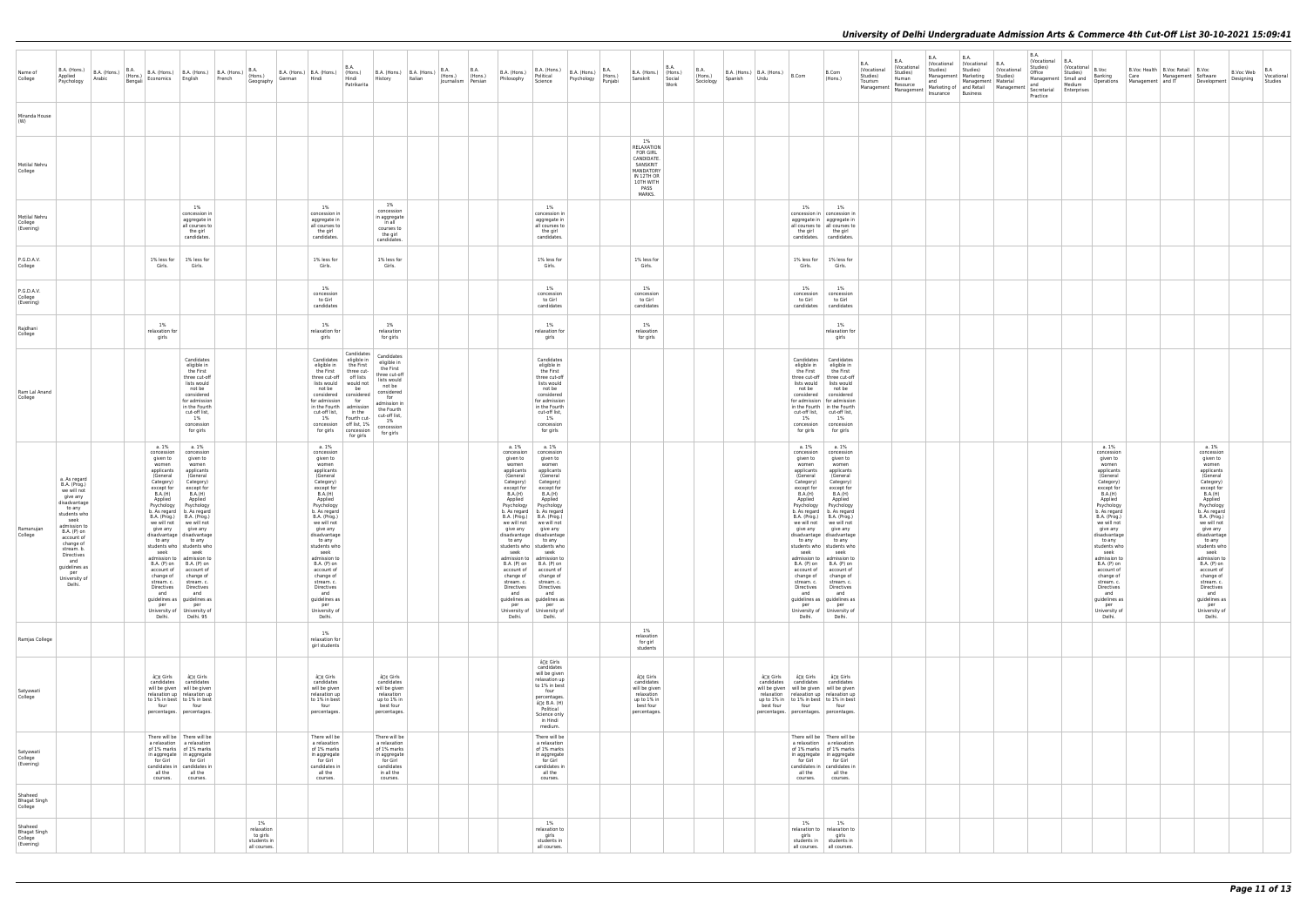| Name of College | B.A. (Hons.) Applied Psychology | B.A. (Hons.) Arabic | B.A. (Hons.) Bengali | B.A. (Hons.) Economics | B.A. (Hons.) English | B.A. (Hons.) French | B.A. (Hons.) Geography | B.A. (Hons.) German | B.A. (Hons.) Hindi | B.A. (Hons.) Hindi Patrikarita | B.A. (Hons.) History | B.A. (Hons.) Italian | B.A. (Hons.) Journalism | B.A. (Hons.) Persian | B.A. (Hons.) Philosophy | B.A. (Hons.) Political Science | B.A. (Hons.) Psychology | B.A. (Hons.) Punjabi | B.A. (Hons.) Sanskrit | B.A. (Hons.) Social Work | B.A. (Hons.) Sociology | B.A. (Hons.) Spanish | B.A. (Hons.) Urdu | B.Com | B.Com (Hons.) | B.A. (Vocational Studies) Tourism Management | B.A. (Vocational Studies) Human Resource Management | B.A. (Vocational Studies) Management and Marketing of Insurance | B.A. (Vocational Studies) Marketing Management and Retail Business | B.A. (Vocational Studies) Material Management | B.A. (Vocational Studies) Office Management and Secretarial Practice | B.A. (Vocational Studies) Small and Medium Enterprises | B.Voc Banking Operations | B.Voc Health Care | B.Voc Retail Management and IT | B.Voc Software Development | B.Voc Web Designing | B.A Vocational Studies |
|---|---|---|---|---|---|---|---|---|---|---|---|---|---|---|---|---|---|---|---|---|---|---|---|---|---|---|---|---|---|---|---|---|---|---|---|---|---|---|
| Miranda House (W) | | | | | | | | | | | | | | | | | | | | | | | | | | | | | | | | | | | | | | |
| Motilal Nehru College | | | | | | | | | | | | | | | | | | | 1% RELAXATION FOR GIRL CANDIDATE. SANSKRIT MANDATORY IN 12TH OR 10TH WITH PASS MARKS. | | | | | | | | | | | | | | | | | | | |
| Motilal Nehru College (Evening) | | | | | 1% concession in aggregate in all courses to the girl candidates. | | | | 1% concession in aggregate in all courses to the girl candidates. | | 1% concession in aggregate in all courses to the girl candidates. | | | | | 1% concession in aggregate in all courses to the girl candidates. | | | | | | | | 1% concession in aggregate in all courses to the girl candidates. | 1% concession in aggregate in all courses to the girl candidates. | | | | | | | | | | | | | |
| P.G.D.A.V. College | | | | 1% less for Girls. | 1% less for Girls. | | | | 1% less for Girls. | | 1% less for Girls. | | | | | 1% less for Girls. | | | 1% less for Girls. | | | | | 1% less for Girls. | 1% less for Girls. | | | | | | | | | | | | | |
| P.G.D.A.V. College (Evening) | | | | | | | | | 1% concession to Girl candidates | | | | | | | 1% concession to Girl candidates | | | 1% concession to Girl candidates | | | | | 1% concession to Girl candidates | 1% concession to Girl candidates | | | | | | | | | | | | | |
| Rajdhani College | | | | 1% relaxation for girls | | | | | 1% relaxation for girls | | 1% relaxation for girls | | | | | 1% relaxation for girls | | | 1% relaxation for girls | | | | | | 1% relaxation for girls | | | | | | | | | | | | | |
| Ram Lal Anand College | | | | | Candidates eligible in the First three cut-off lists would not be considered for admission in the Fourth cut-off list, 1% concession for girls | | | | Candidates eligible in the First three cut-off lists would not be considered for admission in the Fourth cut-off list, 1% concession for girls | Candidates eligible in the First three cut-off lists would not be considered for admission in the Fourth cut-off list, 1% concession for girls | Candidates eligible in the First three cut-off lists would not be considered for admission in the Fourth cut-off list, 1% concession for girls | | | | | Candidates eligible in the First three cut-off lists would not be considered for admission in the Fourth cut-off list, 1% concession for girls | | | | | | | | Candidates eligible in the First three cut-off lists would not be considered for admission in the Fourth cut-off list, 1% concession for girls | Candidates eligible in the First three cut-off lists would not be considered for admission in the Fourth cut-off list, 1% concession for girls | | | | | | | | | | | | | |
| Ramanujan College | a. As regard B.A. (Prog.) we will not give any disadvantage to any students who seek admission to B.A. (P) on account of change of stream. b. Directives and guidelines as per University of Delhi. | | | a. 1% concession given to women applicants (General Category) except for B.A.(H) Applied Psychology b. As regard B.A. (Prog.) we will not give any disadvantage to any students who seek admission to B.A. (P) on account of change of stream. c. Directives and guidelines as per University of Delhi. | a. 1% concession given to women applicants (General Category) except for B.A.(H) Applied Psychology b. As regard B.A. (Prog.) we will not give any disadvantage to any students who seek admission to B.A. (P) on account of change of stream. c. Directives and guidelines as per University of Delhi. 95 | | | | a. 1% concession given to women applicants (General Category) except for B.A.(H) Applied Psychology b. As regard B.A. (Prog.) we will not give any disadvantage to any students who seek admission to B.A. (P) on account of change of stream. c. Directives and guidelines as per University of Delhi. | | | | | | a. 1% concession given to women applicants (General Category) except for B.A.(H) Applied Psychology b. As regard B.A. (Prog.) we will not give any disadvantage to any students who seek admission to B.A. (P) on account of change of stream. c. Directives and guidelines as per University of Delhi. | a. 1% concession given to women applicants (General Category) except for B.A.(H) Applied Psychology b. As regard B.A. (Prog.) we will not give any disadvantage to any students who seek admission to B.A. (P) on account of change of stream. c. Directives and guidelines as per University of Delhi. | | | | | | | | a. 1% concession given to women applicants (General Category) except for B.A.(H) Applied Psychology b. As regard B.A. (Prog.) we will not give any disadvantage to any students who seek admission to B.A. (P) on account of change of stream. c. Directives and guidelines as per University of Delhi. | a. 1% concession given to women applicants (General Category) except for B.A.(H) Applied Psychology b. As regard B.A. (Prog.) we will not give any disadvantage to any students who seek admission to B.A. (P) on account of change of stream. c. Directives and guidelines as per University of Delhi. | | | | | | | | a. 1% concession given to women applicants (General Category) except for B.A.(H) Applied Psychology b. As regard B.A. (Prog.) we will not give any disadvantage to any students who seek admission to B.A. (P) on account of change of stream. c. Directives and guidelines as per University of Delhi. | | | a. 1% concession given to women applicants (General Category) except for B.A.(H) Applied Psychology b. As regard B.A. (Prog.) we will not give any disadvantage to any students who seek admission to B.A. (P) on account of change of stream. c. Directives and guidelines as per University of Delhi. | | |
| Ramjas College | | | | | | | | | 1% relaxation for girl students | | | | | | | | | | 1% relaxation for girl students | | | | | | | | | | | | | | | | | | | |
| Satyawati College | | | | â Girls candidates will be given relaxation up to 1% in best four percentages. | â Girls candidates will be given relaxation up to 1% in best four percentages. | | | | â Girls candidates will be given relaxation up to 1% in best four percentages. | | â Girls candidates will be given relaxation up to 1% in best four percentages. | | | | | â Girls candidates will be given relaxation up to 1% in best four percentages. â B.A. (H) Political Science only in Hindi medium. | | | â Girls candidates will be given relaxation up to 1% in best four percentages. | | | | â Girls candidates will be given relaxation up to 1% in best four percentages. | â Girls candidates will be given relaxation up to 1% in best four percentages. | â Girls candidates will be given relaxation up to 1% in best four percentages. | | | | | | | | | | | | | |
| Satyawati College (Evening) | | | | There will be a relaxation of 1% marks in aggregate for Girl candidates in all the courses. | There will be a relaxation of 1% marks in aggregate for Girl candidates in all the courses. | | | | There will be a relaxation of 1% marks in aggregate for Girl candidates in all the courses. | | There will be a relaxation of 1% marks in aggregate for Girl candidates in all the courses. | | | | | There will be a relaxation of 1% marks in aggregate for Girl candidates in all the courses. | | | | | | | | There will be a relaxation of 1% marks in aggregate for Girl candidates in all the courses. | There will be a relaxation of 1% marks in aggregate for Girl candidates in all the courses. | | | | | | | | | | | | | |
| Shaheed Bhagat Singh College | | | | | | | | | | | | | | | | | | | | | | | | | | | | | | | | | | | | | | |
| Shaheed Bhagat Singh College (Evening) | | | | | | | 1% relaxation to girls students in all courses. | | | | | | | | | 1% relaxation to girls students in all courses. | | | | | | | | 1% relaxation to girls students in all courses. | 1% relaxation to girls students in all courses. | | | | | | | | | | | | | |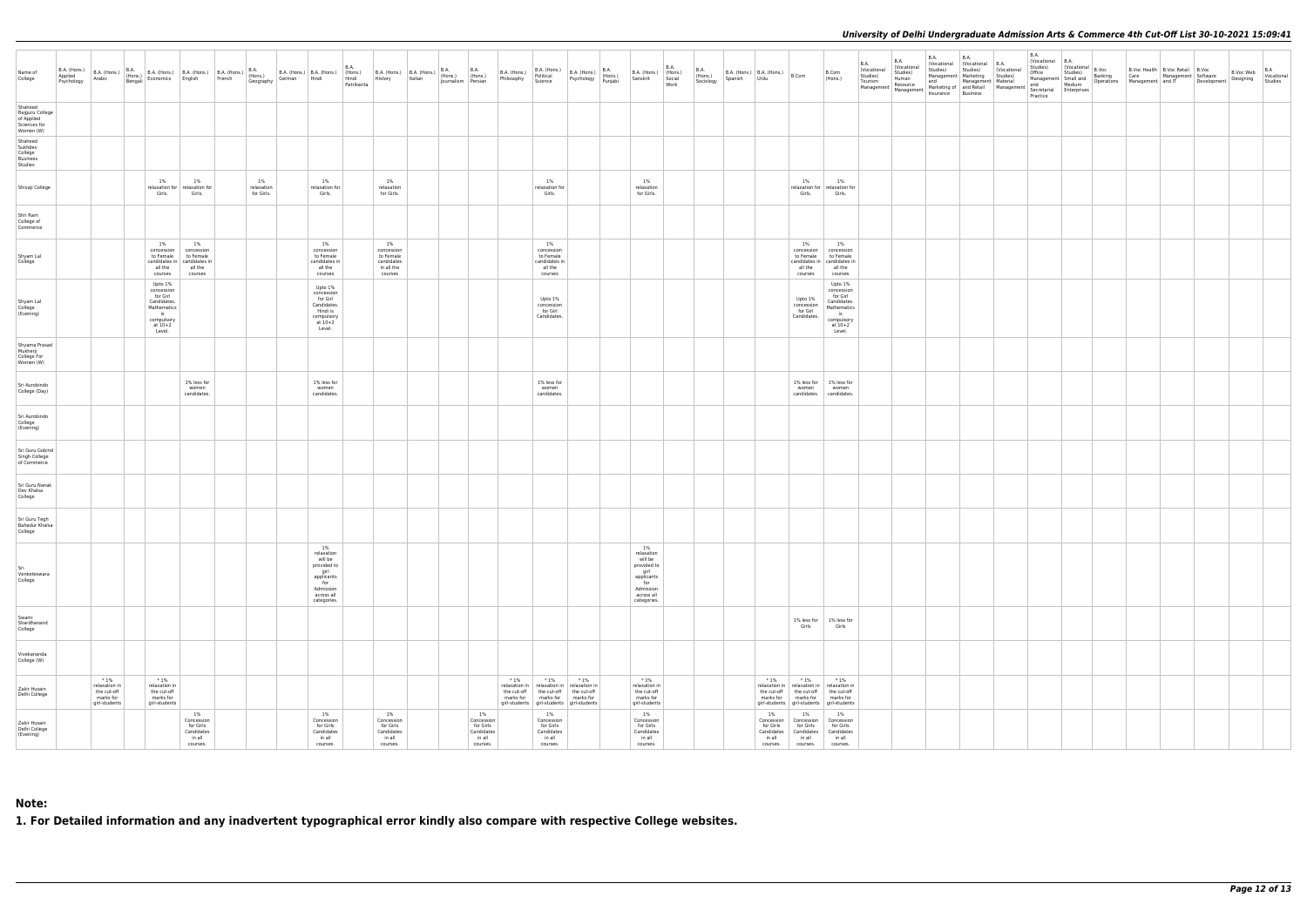| Name of College | B.A. (Hons.) Applied Psychology | B.A. (Hons.) Arabic | B.A. (Hons.) Bengali | B.A. (Hons.) Economics | B.A. (Hons.) English | B.A. (Hons.) French | B.A. (Hons.) Geography | B.A. (Hons.) German | B.A. (Hons.) Hindi | B.A. (Hons.) Hindi Patrikarita | B.A. (Hons.) History | B.A. (Hons.) Italian | B.A. (Hons.) Journalism | B.A. (Hons.) Persian | B.A. (Hons.) Philosophy | B.A. (Hons.) Political Science | B.A. (Hons.) Psychology | B.A. (Hons.) Punjabi | B.A. (Hons.) Sanskrit | B.A. (Hons.) Social Work | B.A. (Hons.) Sociology | B.A. (Hons.) Spanish | B.A. (Hons.) Urdu | B.Com | B.Com (Hons.) | B.A. (Vocational Studies) Tourism Management | B.A. (Vocational Studies) Human Resource Management | B.A. (Vocational Studies) Management and Marketing of Insurance | B.A. (Vocational Studies) Marketing Management and Retail Business | B.A. (Vocational Studies) Material Management | B.A. (Vocational Studies) Office Management and Secretarial Practice | B.A. (Vocational Studies) Small and Medium Enterprises | B.Voc Banking Operations | B.Voc Health Care Management | B.Voc Retail Management and IT | B.Voc Software Development | B.Voc Web Designing | B.A Vocational Studies |
|---|---|---|---|---|---|---|---|---|---|---|---|---|---|---|---|---|---|---|---|---|---|---|---|---|---|---|---|---|---|---|---|---|---|---|---|---|---|---|
| Shaheed Rajguru College of Applied Sciences for Women (W) | | | | | | | | | | | | | | | | | | | | | | | | | | | | | | | | | | | | | | |
| Shaheed Sukhdev College Business Studies | | | | | | | | | | | | | | | | | | | | | | | | | | | | | | | | | | | | | | |
| Shivaji College | | | | 1% relaxation for Girls. | 1% relaxation for Girls. | | 1% relaxation for Girls. | | 1% relaxation for Girls. | | 1% relaxation for Girls. | | | | | 1% relaxation for Girls. | | | 1% relaxation for Girls. | | | | | 1% relaxation for Girls. | 1% relaxation for Girls. | | | | | | | | | | | | | |
| Shri Ram College of Commerce | | | | | | | | | | | | | | | | | | | | | | | | | | | | | | | | | | | | | | |
| Shyam Lal College | | | | 1% concession to Female candidates in all the courses | 1% concession to Female candidates in all the courses | | | | 1% concession to Female candidates in all the courses | | 1% concession to Female candidates in all the courses | | | | | 1% concession to Female candidates in all the courses | | | | | | | | 1% concession to Female candidates in all the courses | 1% concession to Female candidates in all the courses | | | | | | | | | | | | | |
| Shyam Lal College (Evening) | | | | Upto 1% concession for Girl Candidates. Mathematics is compulsory at 10+2 Level. | | | | | Upto 1% concession for Girl Candidates. Hindi is compulsory at 10+2 Level. | | | | | | | Upto 1% concession for Girl Candidates. | | | | | | | | Upto 1% concession for Girl Candidates. | Upto 1% concession for Girl Candidates. Mathematics is compulsory at 10+2 Level. | | | | | | | | | | | | | |
| Shyama Prasad Mukherji College For Women (W) | | | | | | | | | | | | | | | | | | | | | | | | | | | | | | | | | | | | | | |
| Sri Aurobindo College (Day) | | | | | 1% less for women candidates. | | | | 1% less for women candidates. | | | | | | | 1% less for women candidates. | | | | | | | | 1% less for women candidates. | 1% less for women candidates. | | | | | | | | | | | | | |
| Sri Aurobindo College (Evening) | | | | | | | | | | | | | | | | | | | | | | | | | | | | | | | | | | | | | | |
| Sri Guru Gobind Singh College of Commerce | | | | | | | | | | | | | | | | | | | | | | | | | | | | | | | | | | | | | | |
| Sri Guru Nanak Dev Khalsa College | | | | | | | | | | | | | | | | | | | | | | | | | | | | | | | | | | | | | | |
| Sri Guru Tegh Bahadur Khalsa College | | | | | | | | | | | | | | | | | | | | | | | | | | | | | | | | | | | | | | |
| Sri Venkateswara College | | | | | | | | | 1% relaxation will be provided to girl applicants for Admission across all categories. | | | | | | | | | | 1% relaxation will be provided to girl applicants for Admission across all categories. | | | | | | | | | | | | | | | | | | | |
| Swami Shardhanand College | | | | | | | | | | | | | | | | | | | | | | | | 1% less for Girls | 1% less for Girls | | | | | | | | | | | | | |
| Vivekananda College (W) | | | | | | | | | | | | | | | | | | | | | | | | | | | | | | | | | | | | | | |
| Zakir Husain Delhi College | | * 1% relaxation in the cut-off marks for girl-students | | * 1% relaxation in the cut-off marks for girl-students | | | | | | | | | | | * 1% relaxation in the cut-off marks for girl-students | * 1% relaxation in the cut-off marks for girl-students | * 1% relaxation in the cut-off marks for girl-students | | * 1% relaxation in the cut-off marks for girl-students | | | | * 1% relaxation in the cut-off marks for girl-students | * 1% relaxation in the cut-off marks for girl-students | * 1% relaxation in the cut-off marks for girl-students | | | | | | | | | | | | | |
| Zakir Husain Delhi College (Evening) | | | | | 1% Concession for Girls Candidates in all courses. | | | | 1% Concession for Girls Candidates in all courses. | | 1% Concession for Girls Candidates in all courses. | | | 1% Concession for Girls Candidates in all courses. | | 1% Concession for Girls Candidates in all courses. | | | 1% Concession for Girls Candidates in all courses. | | | | 1% Concession for Girls Candidates in all courses. | 1% Concession for Girls Candidates in all courses. | 1% Concession for Girls Candidates in all courses. | | | | | | | | | | | | | |

**Note:**

**1. For Detailed information and any inadvertent typographical error kindly also compare with respective College websites.**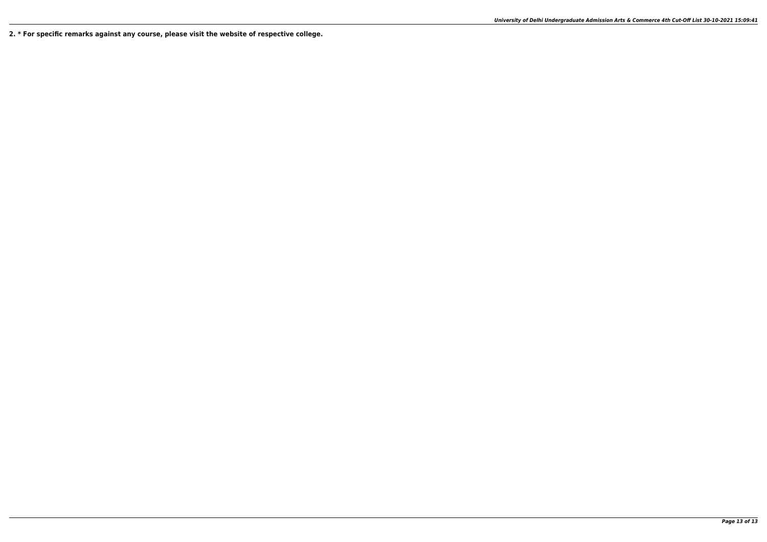**2. * For specific remarks against any course, please visit the website of respective college.**